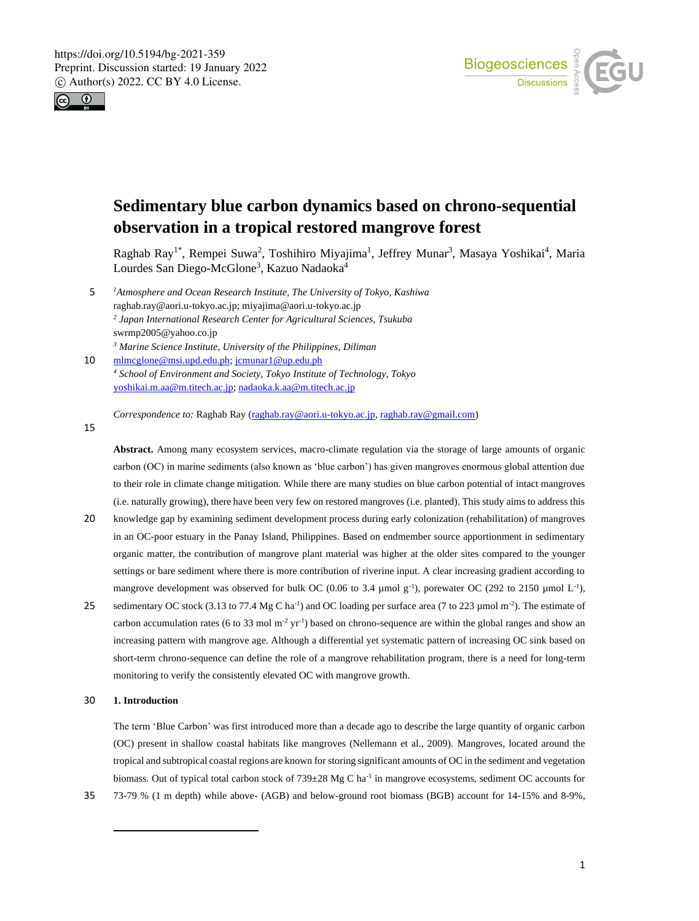# Sedimentary blue carbon dynamics based on chrono-sequential observation in a tropical restored mangrove forest

Raghab Ray[1*], Rempei Suwa[2], Toshihiro Miyajima[1], Jeffrey Munar[3], Masaya Yoshikai[4], Maria Lourdes San Diego-McGlone[3], Kazuo Nadaoka[4]

[1]*Atmosphere and Ocean Research Institute, The University of Tokyo, Kashiwa*
raghab.ray@aori.u-tokyo.ac.jp; miyajima@aori.u-tokyo.ac.jp
[2] *Japan International Research Center for Agricultural Sciences, Tsukuba*
swrmp2005@yahoo.co.jp
[3] *Marine Science Institute, University of the Philippines, Diliman*
mlmcglone@msi.upd.edu.ph; jcmunar1@up.edu.ph
[4] *School of Environment and Society, Tokyo Institute of Technology, Tokyo*
yoshikai.m.aa@m.titech.ac.jp; nadaoka.k.aa@m.titech.ac.jp

*Correspondence to:* Raghab Ray (raghab.ray@aori.u-tokyo.ac.jp, raghab.ray@gmail.com)

**Abstract.** Among many ecosystem services, macro-climate regulation via the storage of large amounts of organic carbon (OC) in marine sediments (also known as 'blue carbon') has given mangroves enormous global attention due to their role in climate change mitigation. While there are many studies on blue carbon potential of intact mangroves (i.e. naturally growing), there have been very few on restored mangroves (i.e. planted). This study aims to address this knowledge gap by examining sediment development process during early colonization (rehabilitation) of mangroves in an OC-poor estuary in the Panay Island, Philippines. Based on endmember source apportionment in sedimentary organic matter, the contribution of mangrove plant material was higher at the older sites compared to the younger settings or bare sediment where there is more contribution of riverine input. A clear increasing gradient according to mangrove development was observed for bulk OC (0.06 to 3.4 µmol g$^{-1}$), porewater OC (292 to 2150 µmol L$^{-1}$), sedimentary OC stock (3.13 to 77.4 Mg C ha$^{-1}$) and OC loading per surface area (7 to 223 µmol m$^{-2}$). The estimate of carbon accumulation rates (6 to 33 mol m$^{-2}$ yr$^{-1}$) based on chrono-sequence are within the global ranges and show an increasing pattern with mangrove age. Although a differential yet systematic pattern of increasing OC sink based on short-term chrono-sequence can define the role of a mangrove rehabilitation program, there is a need for long-term monitoring to verify the consistently elevated OC with mangrove growth.

## 1. Introduction

The term 'Blue Carbon' was first introduced more than a decade ago to describe the large quantity of organic carbon (OC) present in shallow coastal habitats like mangroves (Nellemann et al., 2009). Mangroves, located around the tropical and subtropical coastal regions are known for storing significant amounts of OC in the sediment and vegetation biomass. Out of typical total carbon stock of 739±28 Mg C ha$^{-1}$ in mangrove ecosystems, sediment OC accounts for 73-79 % (1 m depth) while above- (AGB) and below-ground root biomass (BGB) account for 14-15% and 8-9%,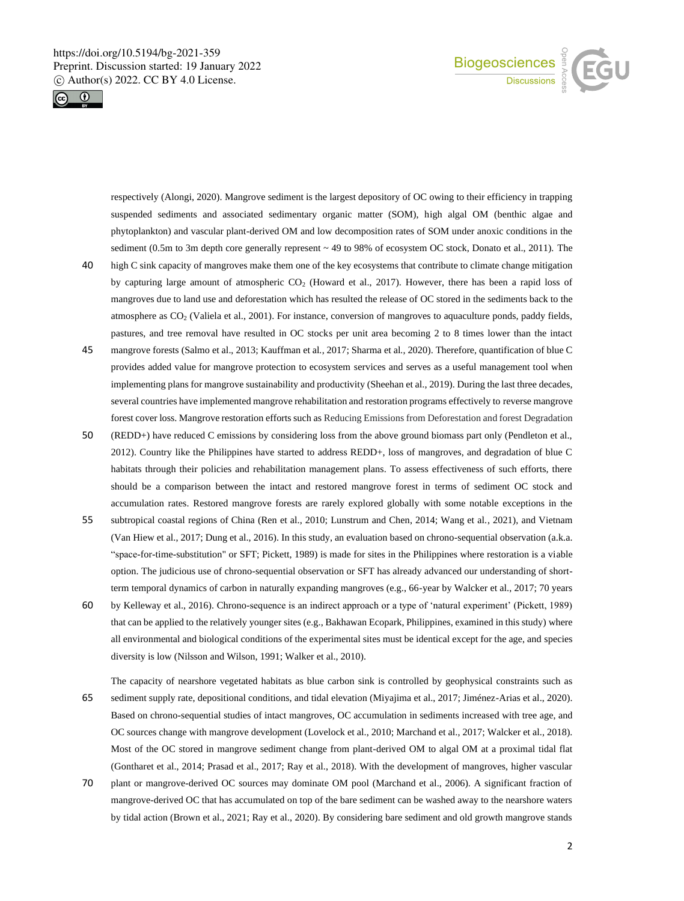respectively (Alongi, 2020). Mangrove sediment is the largest depository of OC owing to their efficiency in trapping suspended sediments and associated sedimentary organic matter (SOM), high algal OM (benthic algae and phytoplankton) and vascular plant-derived OM and low decomposition rates of SOM under anoxic conditions in the sediment (0.5m to 3m depth core generally represent ~ 49 to 98% of ecosystem OC stock, Donato et al., 2011). The high C sink capacity of mangroves make them one of the key ecosystems that contribute to climate change mitigation by capturing large amount of atmospheric $CO_2$ (Howard et al., 2017). However, there has been a rapid loss of mangroves due to land use and deforestation which has resulted the release of OC stored in the sediments back to the atmosphere as $CO_2$ (Valiela et al., 2001). For instance, conversion of mangroves to aquaculture ponds, paddy fields, pastures, and tree removal have resulted in OC stocks per unit area becoming 2 to 8 times lower than the intact mangrove forests (Salmo et al., 2013; Kauffman et al., 2017; Sharma et al., 2020). Therefore, quantification of blue C provides added value for mangrove protection to ecosystem services and serves as a useful management tool when implementing plans for mangrove sustainability and productivity (Sheehan et al., 2019). During the last three decades, several countries have implemented mangrove rehabilitation and restoration programs effectively to reverse mangrove forest cover loss. Mangrove restoration efforts such as Reducing Emissions from Deforestation and forest Degradation (REDD+) have reduced C emissions by considering loss from the above ground biomass part only (Pendleton et al., 2012). Country like the Philippines have started to address REDD+, loss of mangroves, and degradation of blue C habitats through their policies and rehabilitation management plans. To assess effectiveness of such efforts, there should be a comparison between the intact and restored mangrove forest in terms of sediment OC stock and accumulation rates. Restored mangrove forests are rarely explored globally with some notable exceptions in the subtropical coastal regions of China (Ren et al., 2010; Lunstrum and Chen, 2014; Wang et al., 2021), and Vietnam (Van Hiew et al., 2017; Dung et al., 2016). In this study, an evaluation based on chrono-sequential observation (a.k.a. "space-for-time-substitution" or SFT; Pickett, 1989) is made for sites in the Philippines where restoration is a viable option. The judicious use of chrono-sequential observation or SFT has already advanced our understanding of short-term temporal dynamics of carbon in naturally expanding mangroves (e.g., 66-year by Walcker et al., 2017; 70 years by Kelleway et al., 2016). Chrono-sequence is an indirect approach or a type of 'natural experiment' (Pickett, 1989) that can be applied to the relatively younger sites (e.g., Bakhawan Ecopark, Philippines, examined in this study) where all environmental and biological conditions of the experimental sites must be identical except for the age, and species diversity is low (Nilsson and Wilson, 1991; Walker et al., 2010).

The capacity of nearshore vegetated habitats as blue carbon sink is controlled by geophysical constraints such as sediment supply rate, depositional conditions, and tidal elevation (Miyajima et al., 2017; Jiménez-Arias et al., 2020). Based on chrono-sequential studies of intact mangroves, OC accumulation in sediments increased with tree age, and OC sources change with mangrove development (Lovelock et al., 2010; Marchand et al., 2017; Walcker et al., 2018). Most of the OC stored in mangrove sediment change from plant-derived OM to algal OM at a proximal tidal flat (Gontharet et al., 2014; Prasad et al., 2017; Ray et al., 2018). With the development of mangroves, higher vascular plant or mangrove-derived OC sources may dominate OM pool (Marchand et al., 2006). A significant fraction of mangrove-derived OC that has accumulated on top of the bare sediment can be washed away to the nearshore waters by tidal action (Brown et al., 2021; Ray et al., 2020). By considering bare sediment and old growth mangrove stands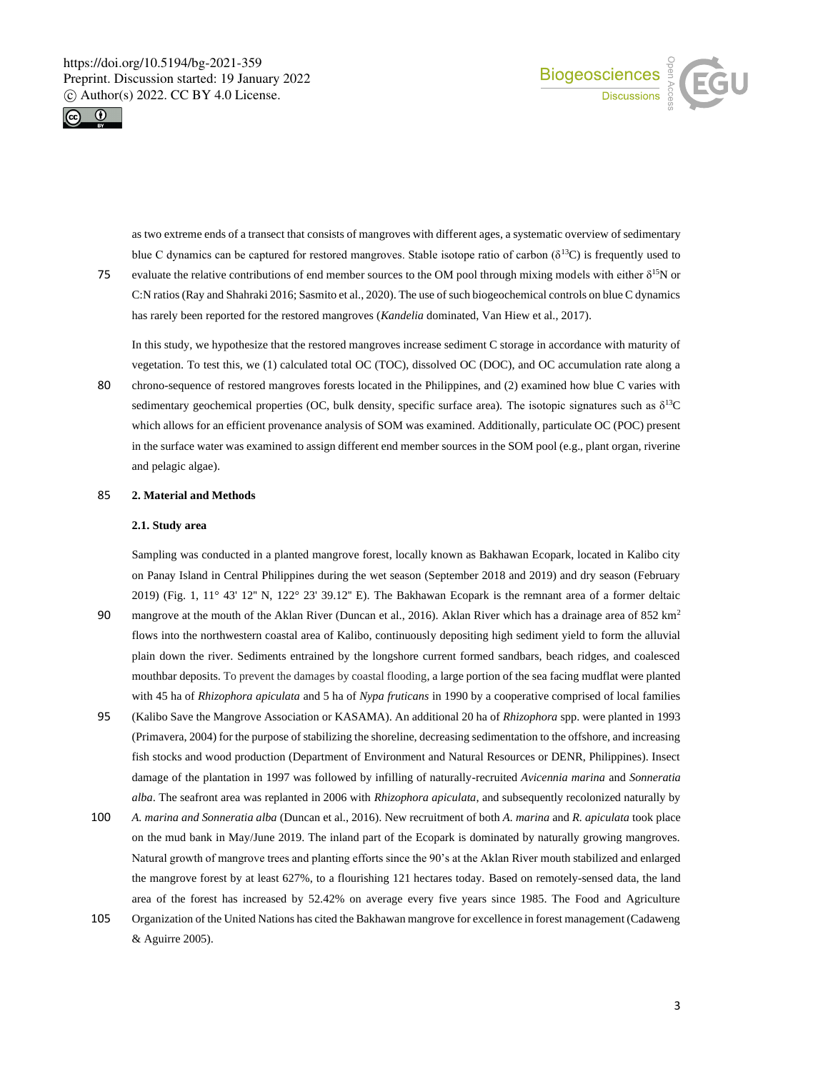as two extreme ends of a transect that consists of mangroves with different ages, a systematic overview of sedimentary blue C dynamics can be captured for restored mangroves. Stable isotope ratio of carbon ($\delta^{13}C$) is frequently used to evaluate the relative contributions of end member sources to the OM pool through mixing models with either $\delta^{15}N$ or C:N ratios (Ray and Shahraki 2016; Sasmito et al., 2020). The use of such biogeochemical controls on blue C dynamics has rarely been reported for the restored mangroves (*Kandelia* dominated, Van Hiew et al., 2017).

In this study, we hypothesize that the restored mangroves increase sediment C storage in accordance with maturity of vegetation. To test this, we (1) calculated total OC (TOC), dissolved OC (DOC), and OC accumulation rate along a chrono-sequence of restored mangroves forests located in the Philippines, and (2) examined how blue C varies with sedimentary geochemical properties (OC, bulk density, specific surface area). The isotopic signatures such as $\delta^{13}C$ which allows for an efficient provenance analysis of SOM was examined. Additionally, particulate OC (POC) present in the surface water was examined to assign different end member sources in the SOM pool (e.g., plant organ, riverine and pelagic algae).

## 2. Material and Methods

### 2.1. Study area

Sampling was conducted in a planted mangrove forest, locally known as Bakhawan Ecopark, located in Kalibo city on Panay Island in Central Philippines during the wet season (September 2018 and 2019) and dry season (February 2019) (Fig. 1, 11° 43' 12" N, 122° 23' 39.12" E). The Bakhawan Ecopark is the remnant area of a former deltaic mangrove at the mouth of the Aklan River (Duncan et al., 2016). Aklan River which has a drainage area of 852 $km^2$ flows into the northwestern coastal area of Kalibo, continuously depositing high sediment yield to form the alluvial plain down the river. Sediments entrained by the longshore current formed sandbars, beach ridges, and coalesced mouthbar deposits. To prevent the damages by coastal flooding, a large portion of the sea facing mudflat were planted with 45 ha of *Rhizophora apiculata* and 5 ha of *Nypa fruticans* in 1990 by a cooperative comprised of local families (Kalibo Save the Mangrove Association or KASAMA). An additional 20 ha of *Rhizophora* spp. were planted in 1993 (Primavera, 2004) for the purpose of stabilizing the shoreline, decreasing sedimentation to the offshore, and increasing fish stocks and wood production (Department of Environment and Natural Resources or DENR, Philippines). Insect damage of the plantation in 1997 was followed by infilling of naturally-recruited *Avicennia marina* and *Sonneratia alba*. The seafront area was replanted in 2006 with *Rhizophora apiculata*, and subsequently recolonized naturally by *A. marina and Sonneratia alba* (Duncan et al., 2016). New recruitment of both *A. marina* and *R. apiculata* took place on the mud bank in May/June 2019. The inland part of the Ecopark is dominated by naturally growing mangroves. Natural growth of mangrove trees and planting efforts since the 90's at the Aklan River mouth stabilized and enlarged the mangrove forest by at least 627%, to a flourishing 121 hectares today. Based on remotely-sensed data, the land area of the forest has increased by 52.42% on average every five years since 1985. The Food and Agriculture Organization of the United Nations has cited the Bakhawan mangrove for excellence in forest management (Cadaweng & Aguirre 2005).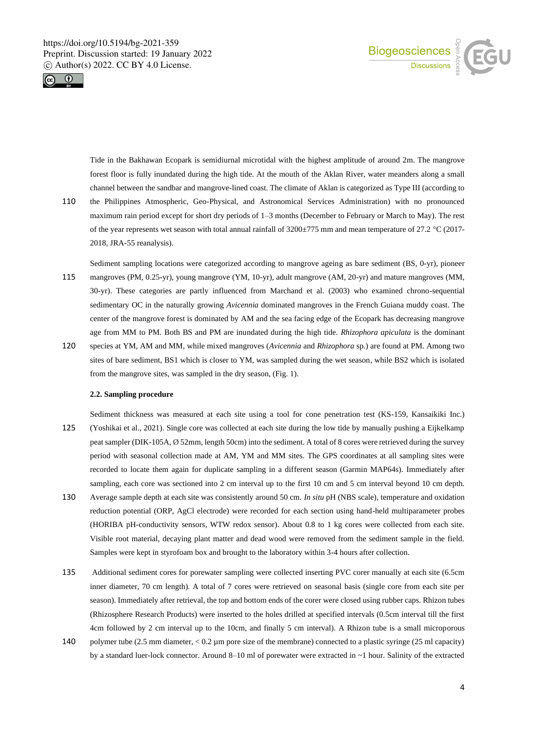Tide in the Bakhawan Ecopark is semidiurnal microtidal with the highest amplitude of around 2m. The mangrove forest floor is fully inundated during the high tide. At the mouth of the Aklan River, water meanders along a small channel between the sandbar and mangrove-lined coast. The climate of Aklan is categorized as Type III (according to the Philippines Atmospheric, Geo-Physical, and Astronomical Services Administration) with no pronounced maximum rain period except for short dry periods of 1–3 months (December to February or March to May). The rest of the year represents wet season with total annual rainfall of 3200±775 mm and mean temperature of 27.2 °C (2017-2018, JRA-55 reanalysis).

Sediment sampling locations were categorized according to mangrove ageing as bare sediment (BS, 0-yr), pioneer mangroves (PM, 0.25-yr), young mangrove (YM, 10-yr), adult mangrove (AM, 20-yr) and mature mangroves (MM, 30-yr). These categories are partly influenced from Marchand et al. (2003) who examined chrono-sequential sedimentary OC in the naturally growing *Avicennia* dominated mangroves in the French Guiana muddy coast. The center of the mangrove forest is dominated by AM and the sea facing edge of the Ecopark has decreasing mangrove age from MM to PM. Both BS and PM are inundated during the high tide. *Rhizophora apiculata* is the dominant species at YM, AM and MM, while mixed mangroves (*Avicennia* and *Rhizophora* sp.) are found at PM. Among two sites of bare sediment, BS1 which is closer to YM, was sampled during the wet season, while BS2 which is isolated from the mangrove sites, was sampled in the dry season, (Fig. 1).

### 2.2. Sampling procedure

Sediment thickness was measured at each site using a tool for cone penetration test (KS-159, Kansaikiki Inc.) (Yoshikai et al., 2021). Single core was collected at each site during the low tide by manually pushing a Eijkelkamp peat sampler (DIK-105A, Ø 52mm, length 50cm) into the sediment. A total of 8 cores were retrieved during the survey period with seasonal collection made at AM, YM and MM sites. The GPS coordinates at all sampling sites were recorded to locate them again for duplicate sampling in a different season (Garmin MAP64s). Immediately after sampling, each core was sectioned into 2 cm interval up to the first 10 cm and 5 cm interval beyond 10 cm depth. Average sample depth at each site was consistently around 50 cm. *In situ* pH (NBS scale), temperature and oxidation reduction potential (ORP, AgCl electrode) were recorded for each section using hand-held multiparameter probes (HORIBA pH-conductivity sensors, WTW redox sensor). About 0.8 to 1 kg cores were collected from each site. Visible root material, decaying plant matter and dead wood were removed from the sediment sample in the field. Samples were kept in styrofoam box and brought to the laboratory within 3-4 hours after collection.

Additional sediment cores for porewater sampling were collected inserting PVC corer manually at each site (6.5cm inner diameter, 70 cm length). A total of 7 cores were retrieved on seasonal basis (single core from each site per season). Immediately after retrieval, the top and bottom ends of the corer were closed using rubber caps. Rhizon tubes (Rhizosphere Research Products) were inserted to the holes drilled at specified intervals (0.5cm interval till the first 4cm followed by 2 cm interval up to the 10cm, and finally 5 cm interval). A Rhizon tube is a small microporous polymer tube (2.5 mm diameter, < 0.2 µm pore size of the membrane) connected to a plastic syringe (25 ml capacity) by a standard luer-lock connector. Around 8–10 ml of porewater were extracted in ~1 hour. Salinity of the extracted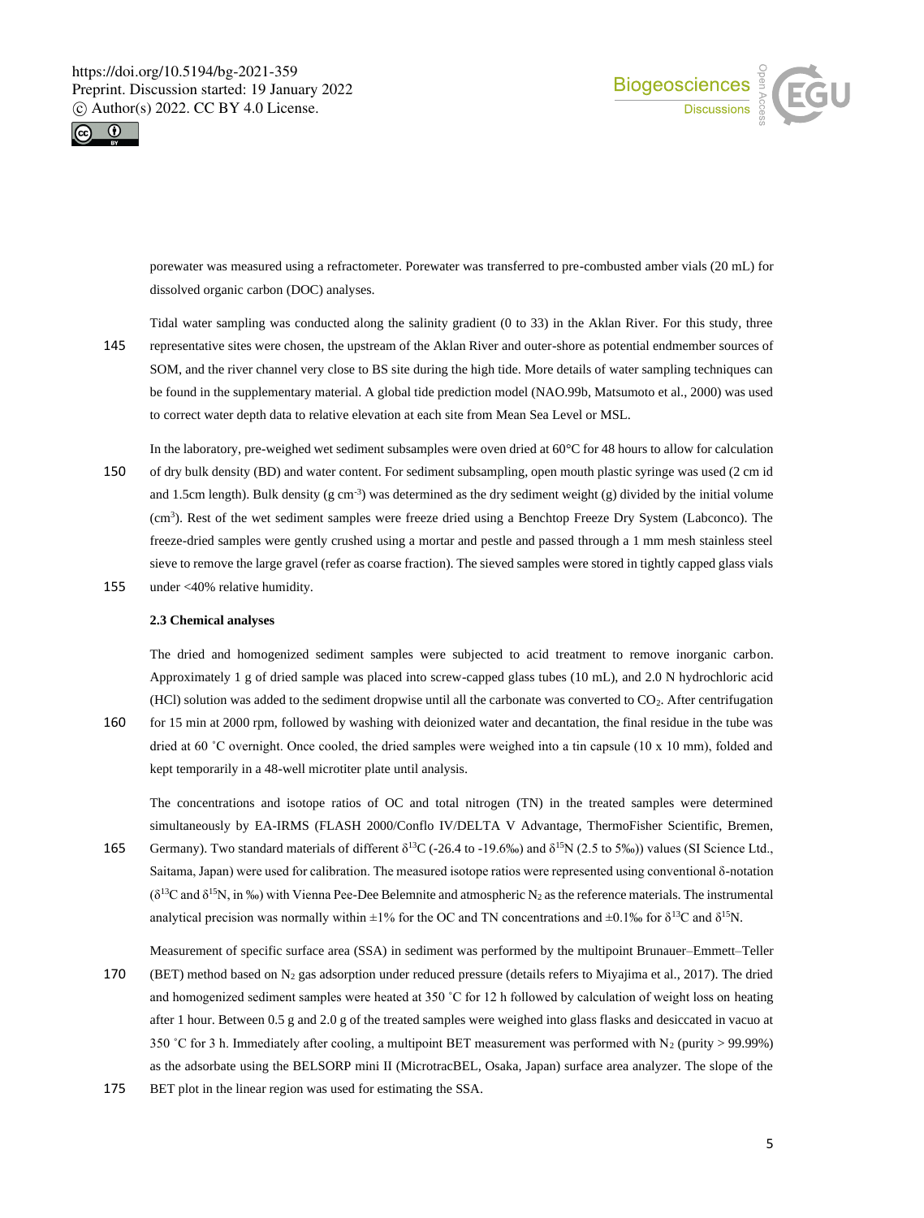porewater was measured using a refractometer. Porewater was transferred to pre-combusted amber vials (20 mL) for dissolved organic carbon (DOC) analyses.

Tidal water sampling was conducted along the salinity gradient (0 to 33) in the Aklan River. For this study, three representative sites were chosen, the upstream of the Aklan River and outer-shore as potential endmember sources of SOM, and the river channel very close to BS site during the high tide. More details of water sampling techniques can be found in the supplementary material. A global tide prediction model (NAO.99b, Matsumoto et al., 2000) was used to correct water depth data to relative elevation at each site from Mean Sea Level or MSL.

In the laboratory, pre-weighed wet sediment subsamples were oven dried at 60°C for 48 hours to allow for calculation of dry bulk density (BD) and water content. For sediment subsampling, open mouth plastic syringe was used (2 cm id and 1.5cm length). Bulk density (g cm$^{-3}$) was determined as the dry sediment weight (g) divided by the initial volume (cm$^{3}$). Rest of the wet sediment samples were freeze dried using a Benchtop Freeze Dry System (Labconco). The freeze-dried samples were gently crushed using a mortar and pestle and passed through a 1 mm mesh stainless steel sieve to remove the large gravel (refer as coarse fraction). The sieved samples were stored in tightly capped glass vials under <40% relative humidity.

### 2.3 Chemical analyses

The dried and homogenized sediment samples were subjected to acid treatment to remove inorganic carbon. Approximately 1 g of dried sample was placed into screw-capped glass tubes (10 mL), and 2.0 N hydrochloric acid (HCl) solution was added to the sediment dropwise until all the carbonate was converted to $CO_2$. After centrifugation for 15 min at 2000 rpm, followed by washing with deionized water and decantation, the final residue in the tube was dried at 60 ˚C overnight. Once cooled, the dried samples were weighed into a tin capsule (10 x 10 mm), folded and kept temporarily in a 48-well microtiter plate until analysis.

The concentrations and isotope ratios of OC and total nitrogen (TN) in the treated samples were determined simultaneously by EA-IRMS (FLASH 2000/Conflo IV/DELTA V Advantage, ThermoFisher Scientific, Bremen, Germany). Two standard materials of different $\delta^{13}$C (-26.4 to -19.6‰) and $\delta^{15}$N (2.5 to 5‰)) values (SI Science Ltd., Saitama, Japan) were used for calibration. The measured isotope ratios were represented using conventional δ-notation ($\delta^{13}$C and $\delta^{15}$N, in ‰) with Vienna Pee-Dee Belemnite and atmospheric $N_2$ as the reference materials. The instrumental analytical precision was normally within ±1% for the OC and TN concentrations and ±0.1‰ for $\delta^{13}$C and $\delta^{15}$N.

Measurement of specific surface area (SSA) in sediment was performed by the multipoint Brunauer–Emmett–Teller (BET) method based on $N_2$ gas adsorption under reduced pressure (details refers to Miyajima et al., 2017). The dried and homogenized sediment samples were heated at 350 ˚C for 12 h followed by calculation of weight loss on heating after 1 hour. Between 0.5 g and 2.0 g of the treated samples were weighed into glass flasks and desiccated in vacuo at 350 ˚C for 3 h. Immediately after cooling, a multipoint BET measurement was performed with $N_2$ (purity > 99.99%) as the adsorbate using the BELSORP mini II (MicrotracBEL, Osaka, Japan) surface area analyzer. The slope of the BET plot in the linear region was used for estimating the SSA.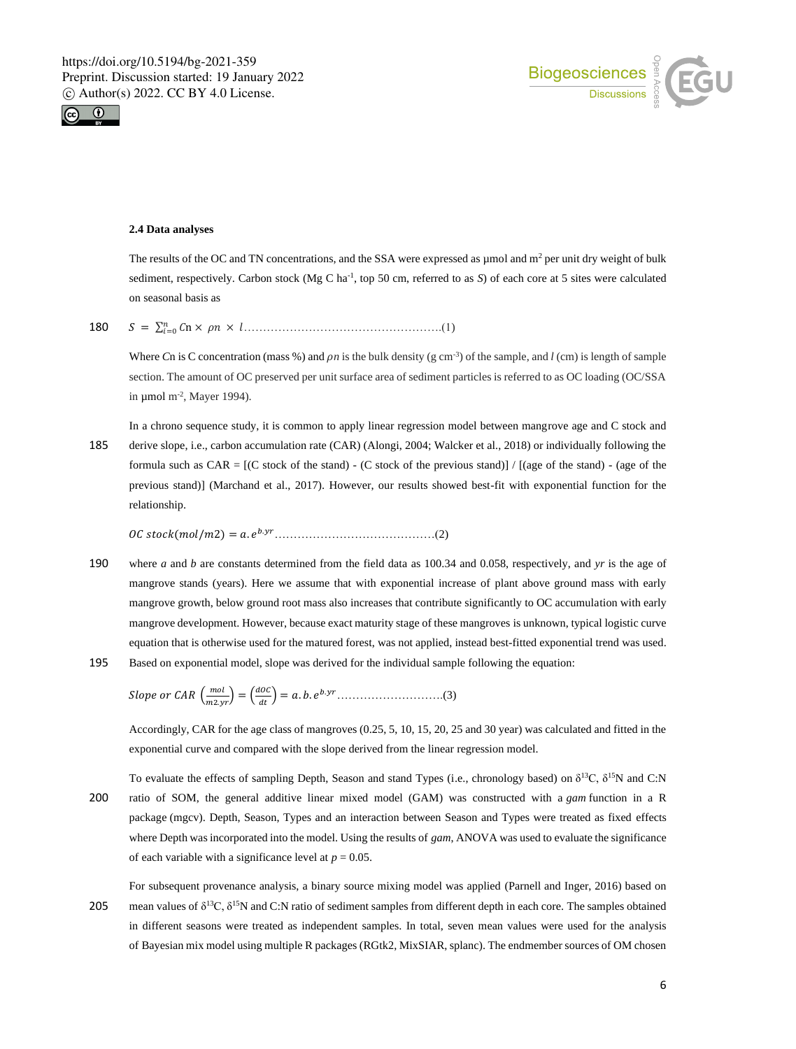### 2.4 Data analyses

The results of the OC and TN concentrations, and the SSA were expressed as µmol and $m^2$ per unit dry weight of bulk sediment, respectively. Carbon stock (Mg C $ha^{-1}$, top 50 cm, referred to as *S*) of each core at 5 sites were calculated on seasonal basis as

$$S = \sum_{i=0}^{n} Cn \times \rho n \times l \text{.......................................................(1)}$$

Where *Cn* is C concentration (mass %) and $\rho n$ is the bulk density (g $cm^{-3}$) of the sample, and *l* (cm) is length of sample section. The amount of OC preserved per unit surface area of sediment particles is referred to as OC loading (OC/SSA in µmol $m^{-2}$, Mayer 1994).

In a chrono sequence study, it is common to apply linear regression model between mangrove age and C stock and derive slope, i.e., carbon accumulation rate (CAR) (Alongi, 2004; Walcker et al., 2018) or individually following the formula such as CAR = [(C stock of the stand) - (C stock of the previous stand)] / [(age of the stand) - (age of the previous stand)] (Marchand et al., 2017). However, our results showed best-fit with exponential function for the relationship.

$$OC\ stock(mol/m2) = a.e^{b.yr} \text{............................................(2)}$$

where *a* and *b* are constants determined from the field data as 100.34 and 0.058, respectively, and *yr* is the age of mangrove stands (years). Here we assume that with exponential increase of plant above ground mass with early mangrove growth, below ground root mass also increases that contribute significantly to OC accumulation with early mangrove development. However, because exact maturity stage of these mangroves is unknown, typical logistic curve equation that is otherwise used for the matured forest, was not applied, instead best-fitted exponential trend was used. Based on exponential model, slope was derived for the individual sample following the equation:

$$Slope\ or\ CAR\ \left(\frac{mol}{m2.yr}\right) = \left(\frac{dOC}{dt}\right) = a.b.e^{b.yr} \text{............................(3)}$$

Accordingly, CAR for the age class of mangroves (0.25, 5, 10, 15, 20, 25 and 30 year) was calculated and fitted in the exponential curve and compared with the slope derived from the linear regression model.

To evaluate the effects of sampling Depth, Season and stand Types (i.e., chronology based) on $\delta^{13}C$, $\delta^{15}N$ and C:N ratio of SOM, the general additive linear mixed model (GAM) was constructed with a *gam* function in a R package (mgcv). Depth, Season, Types and an interaction between Season and Types were treated as fixed effects where Depth was incorporated into the model. Using the results of *gam*, ANOVA was used to evaluate the significance of each variable with a significance level at $p = 0.05$.

For subsequent provenance analysis, a binary source mixing model was applied (Parnell and Inger, 2016) based on mean values of $\delta^{13}C$, $\delta^{15}N$ and C:N ratio of sediment samples from different depth in each core. The samples obtained in different seasons were treated as independent samples. In total, seven mean values were used for the analysis of Bayesian mix model using multiple R packages (RGtk2, MixSIAR, splanc). The endmember sources of OM chosen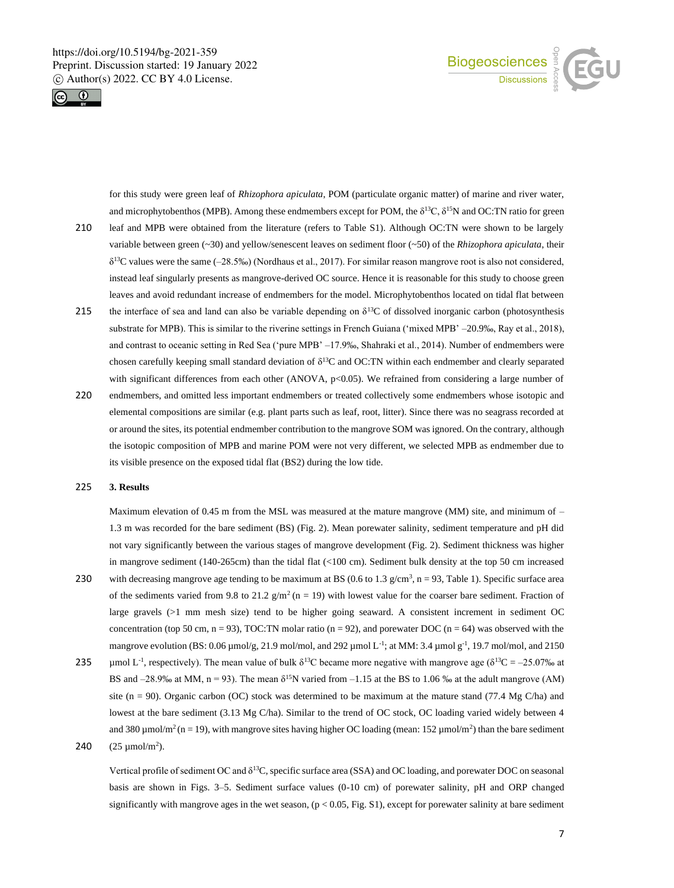for this study were green leaf of *Rhizophora apiculata*, POM (particulate organic matter) of marine and river water, and microphytobenthos (MPB). Among these endmembers except for POM, the $\delta^{13}C$, $\delta^{15}N$ and OC:TN ratio for green leaf and MPB were obtained from the literature (refers to Table S1). Although OC:TN were shown to be largely variable between green (~30) and yellow/senescent leaves on sediment floor (~50) of the *Rhizophora apiculata*, their $\delta^{13}C$ values were the same (–28.5‰) (Nordhaus et al., 2017). For similar reason mangrove root is also not considered, instead leaf singularly presents as mangrove-derived OC source. Hence it is reasonable for this study to choose green leaves and avoid redundant increase of endmembers for the model. Microphytobenthos located on tidal flat between the interface of sea and land can also be variable depending on $\delta^{13}C$ of dissolved inorganic carbon (photosynthesis substrate for MPB). This is similar to the riverine settings in French Guiana ('mixed MPB' –20.9‰, Ray et al., 2018), and contrast to oceanic setting in Red Sea ('pure MPB' –17.9‰, Shahraki et al., 2014). Number of endmembers were chosen carefully keeping small standard deviation of $\delta^{13}C$ and OC:TN within each endmember and clearly separated with significant differences from each other (ANOVA, $p<0.05$). We refrained from considering a large number of endmembers, and omitted less important endmembers or treated collectively some endmembers whose isotopic and elemental compositions are similar (e.g. plant parts such as leaf, root, litter). Since there was no seagrass recorded at or around the sites, its potential endmember contribution to the mangrove SOM was ignored. On the contrary, although the isotopic composition of MPB and marine POM were not very different, we selected MPB as endmember due to its visible presence on the exposed tidal flat (BS2) during the low tide.

## 3. Results

Maximum elevation of 0.45 m from the MSL was measured at the mature mangrove (MM) site, and minimum of –1.3 m was recorded for the bare sediment (BS) (Fig. 2). Mean porewater salinity, sediment temperature and pH did not vary significantly between the various stages of mangrove development (Fig. 2). Sediment thickness was higher in mangrove sediment (140-265cm) than the tidal flat (<100 cm). Sediment bulk density at the top 50 cm increased with decreasing mangrove age tending to be maximum at BS (0.6 to 1.3 g/cm$^3$, n = 93, Table 1). Specific surface area of the sediments varied from 9.8 to 21.2 g/m$^2$ (n = 19) with lowest value for the coarser bare sediment. Fraction of large gravels (>1 mm mesh size) tend to be higher going seaward. A consistent increment in sediment OC concentration (top 50 cm, n = 93), TOC:TN molar ratio (n = 92), and porewater DOC (n = 64) was observed with the mangrove evolution (BS: 0.06 µmol/g, 21.9 mol/mol, and 292 µmol L$^{-1}$; at MM: 3.4 µmol g$^{-1}$, 19.7 mol/mol, and 2150 µmol L$^{-1}$, respectively). The mean value of bulk $\delta^{13}C$ became more negative with mangrove age ($\delta^{13}C$ = –25.07‰ at BS and –28.9‰ at MM, n = 93). The mean $\delta^{15}N$ varied from –1.15 at the BS to 1.06 ‰ at the adult mangrove (AM) site (n = 90). Organic carbon (OC) stock was determined to be maximum at the mature stand (77.4 Mg C/ha) and lowest at the bare sediment (3.13 Mg C/ha). Similar to the trend of OC stock, OC loading varied widely between 4 and 380 µmol/m$^2$ (n = 19), with mangrove sites having higher OC loading (mean: 152 µmol/m$^2$) than the bare sediment (25 µmol/m$^2$).

Vertical profile of sediment OC and $\delta^{13}C$, specific surface area (SSA) and OC loading, and porewater DOC on seasonal basis are shown in Figs. 3–5. Sediment surface values (0-10 cm) of porewater salinity, pH and ORP changed significantly with mangrove ages in the wet season, ($p < 0.05$, Fig. S1), except for porewater salinity at bare sediment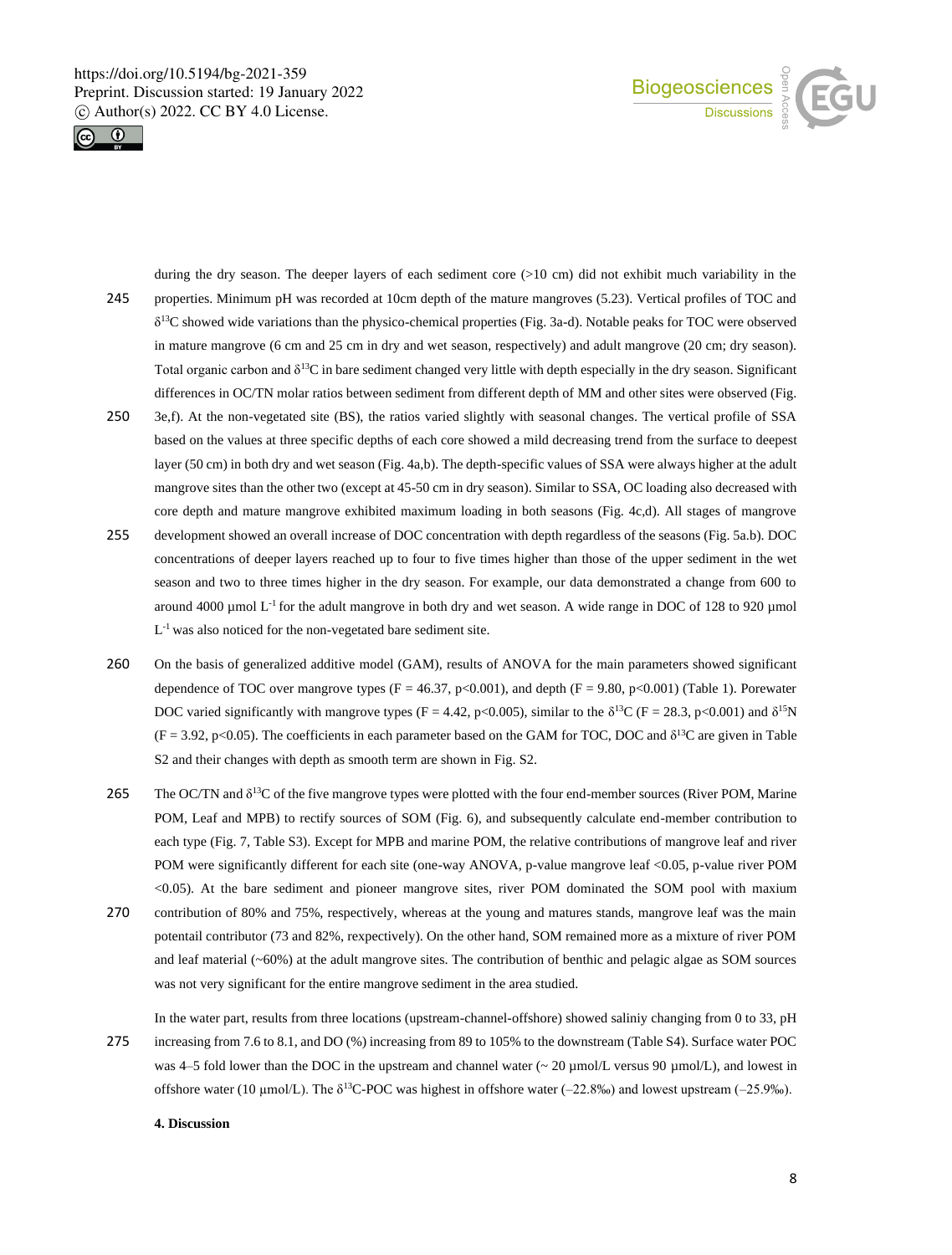during the dry season. The deeper layers of each sediment core (>10 cm) did not exhibit much variability in the properties. Minimum pH was recorded at 10cm depth of the mature mangroves (5.23). Vertical profiles of TOC and $\delta^{13}C$ showed wide variations than the physico-chemical properties (Fig. 3a-d). Notable peaks for TOC were observed in mature mangrove (6 cm and 25 cm in dry and wet season, respectively) and adult mangrove (20 cm; dry season). Total organic carbon and $\delta^{13}C$ in bare sediment changed very little with depth especially in the dry season. Significant differences in OC/TN molar ratios between sediment from different depth of MM and other sites were observed (Fig. 3e,f). At the non-vegetated site (BS), the ratios varied slightly with seasonal changes. The vertical profile of SSA based on the values at three specific depths of each core showed a mild decreasing trend from the surface to deepest layer (50 cm) in both dry and wet season (Fig. 4a,b). The depth-specific values of SSA were always higher at the adult mangrove sites than the other two (except at 45-50 cm in dry season). Similar to SSA, OC loading also decreased with core depth and mature mangrove exhibited maximum loading in both seasons (Fig. 4c,d). All stages of mangrove development showed an overall increase of DOC concentration with depth regardless of the seasons (Fig. 5a.b). DOC concentrations of deeper layers reached up to four to five times higher than those of the upper sediment in the wet season and two to three times higher in the dry season. For example, our data demonstrated a change from 600 to around 4000 µmol $L^{-1}$ for the adult mangrove in both dry and wet season. A wide range in DOC of 128 to 920 µmol $L^{-1}$ was also noticed for the non-vegetated bare sediment site.

On the basis of generalized additive model (GAM), results of ANOVA for the main parameters showed significant dependence of TOC over mangrove types ($F = 46.37$, $p<0.001$), and depth ($F = 9.80$, $p<0.001$) (Table 1). Porewater DOC varied significantly with mangrove types ($F = 4.42$, $p<0.005$), similar to the $\delta^{13}C$ ($F = 28.3$, $p<0.001$) and $\delta^{15}N$ ($F = 3.92$, $p<0.05$). The coefficients in each parameter based on the GAM for TOC, DOC and $\delta^{13}C$ are given in Table S2 and their changes with depth as smooth term are shown in Fig. S2.

The OC/TN and $\delta^{13}C$ of the five mangrove types were plotted with the four end-member sources (River POM, Marine POM, Leaf and MPB) to rectify sources of SOM (Fig. 6), and subsequently calculate end-member contribution to each type (Fig. 7, Table S3). Except for MPB and marine POM, the relative contributions of mangrove leaf and river POM were significantly different for each site (one-way ANOVA, p-value mangrove leaf <0.05, p-value river POM <0.05). At the bare sediment and pioneer mangrove sites, river POM dominated the SOM pool with maxium contribution of 80% and 75%, respectively, whereas at the young and matures stands, mangrove leaf was the main potentail contributor (73 and 82%, rexpectively). On the other hand, SOM remained more as a mixture of river POM and leaf material (~60%) at the adult mangrove sites. The contribution of benthic and pelagic algae as SOM sources was not very significant for the entire mangrove sediment in the area studied.

In the water part, results from three locations (upstream-channel-offshore) showed saliniy changing from 0 to 33, pH increasing from 7.6 to 8.1, and DO (%) increasing from 89 to 105% to the downstream (Table S4). Surface water POC was 4–5 fold lower than the DOC in the upstream and channel water (~ 20 µmol/L versus 90 µmol/L), and lowest in offshore water (10 µmol/L). The $\delta^{13}C$-POC was highest in offshore water (–22.8‰) and lowest upstream (–25.9‰).

## 4. Discussion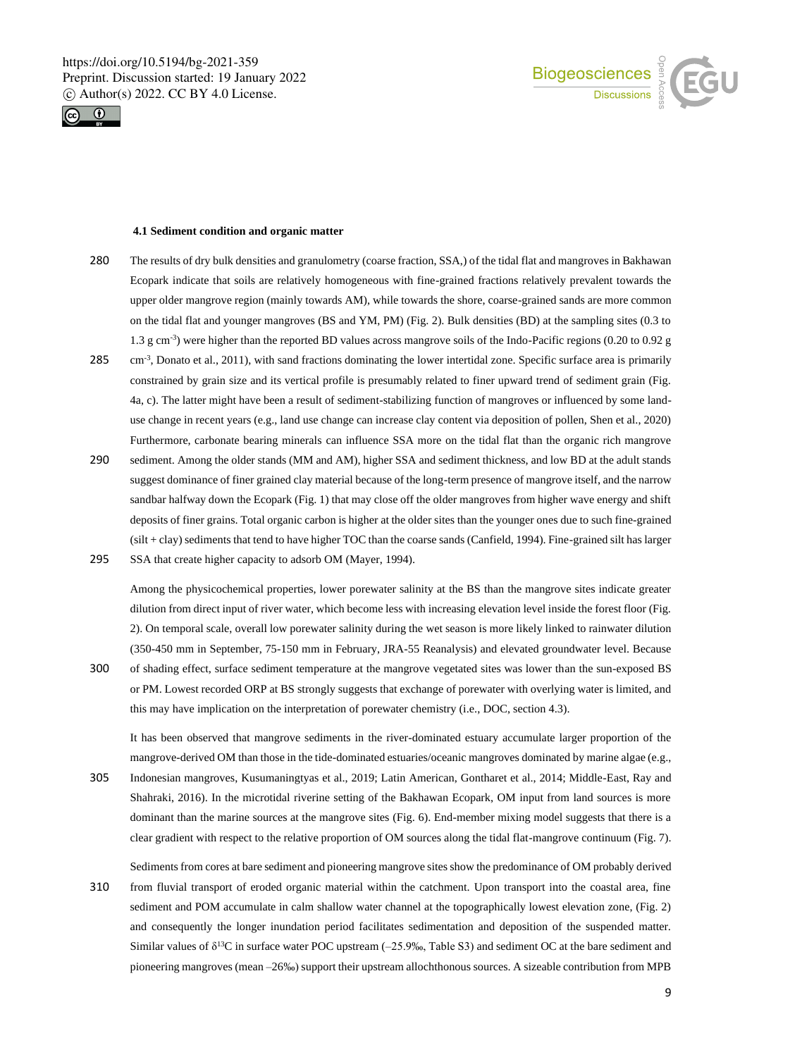### 4.1 Sediment condition and organic matter

The results of dry bulk densities and granulometry (coarse fraction, SSA,) of the tidal flat and mangroves in Bakhawan Ecopark indicate that soils are relatively homogeneous with fine-grained fractions relatively prevalent towards the upper older mangrove region (mainly towards AM), while towards the shore, coarse-grained sands are more common on the tidal flat and younger mangroves (BS and YM, PM) (Fig. 2). Bulk densities (BD) at the sampling sites (0.3 to 1.3 g $cm^{-3}$) were higher than the reported BD values across mangrove soils of the Indo-Pacific regions (0.20 to 0.92 g $cm^{-3}$, Donato et al., 2011), with sand fractions dominating the lower intertidal zone. Specific surface area is primarily constrained by grain size and its vertical profile is presumably related to finer upward trend of sediment grain (Fig. 4a, c). The latter might have been a result of sediment-stabilizing function of mangroves or influenced by some land-use change in recent years (e.g., land use change can increase clay content via deposition of pollen, Shen et al., 2020) Furthermore, carbonate bearing minerals can influence SSA more on the tidal flat than the organic rich mangrove sediment. Among the older stands (MM and AM), higher SSA and sediment thickness, and low BD at the adult stands suggest dominance of finer grained clay material because of the long-term presence of mangrove itself, and the narrow sandbar halfway down the Ecopark (Fig. 1) that may close off the older mangroves from higher wave energy and shift deposits of finer grains. Total organic carbon is higher at the older sites than the younger ones due to such fine-grained (silt + clay) sediments that tend to have higher TOC than the coarse sands (Canfield, 1994). Fine-grained silt has larger SSA that create higher capacity to adsorb OM (Mayer, 1994).

Among the physicochemical properties, lower porewater salinity at the BS than the mangrove sites indicate greater dilution from direct input of river water, which become less with increasing elevation level inside the forest floor (Fig. 2). On temporal scale, overall low porewater salinity during the wet season is more likely linked to rainwater dilution (350-450 mm in September, 75-150 mm in February, JRA-55 Reanalysis) and elevated groundwater level. Because of shading effect, surface sediment temperature at the mangrove vegetated sites was lower than the sun-exposed BS or PM. Lowest recorded ORP at BS strongly suggests that exchange of porewater with overlying water is limited, and this may have implication on the interpretation of porewater chemistry (i.e., DOC, section 4.3).

It has been observed that mangrove sediments in the river-dominated estuary accumulate larger proportion of the mangrove-derived OM than those in the tide-dominated estuaries/oceanic mangroves dominated by marine algae (e.g., Indonesian mangroves, Kusumaningtyas et al., 2019; Latin American, Gontharet et al., 2014; Middle-East, Ray and Shahraki, 2016). In the microtidal riverine setting of the Bakhawan Ecopark, OM input from land sources is more dominant than the marine sources at the mangrove sites (Fig. 6). End-member mixing model suggests that there is a clear gradient with respect to the relative proportion of OM sources along the tidal flat-mangrove continuum (Fig. 7).

Sediments from cores at bare sediment and pioneering mangrove sites show the predominance of OM probably derived from fluvial transport of eroded organic material within the catchment. Upon transport into the coastal area, fine sediment and POM accumulate in calm shallow water channel at the topographically lowest elevation zone, (Fig. 2) and consequently the longer inundation period facilitates sedimentation and deposition of the suspended matter. Similar values of $\delta^{13}C$ in surface water POC upstream (–25.9‰, Table S3) and sediment OC at the bare sediment and pioneering mangroves (mean –26‰) support their upstream allochthonous sources. A sizeable contribution from MPB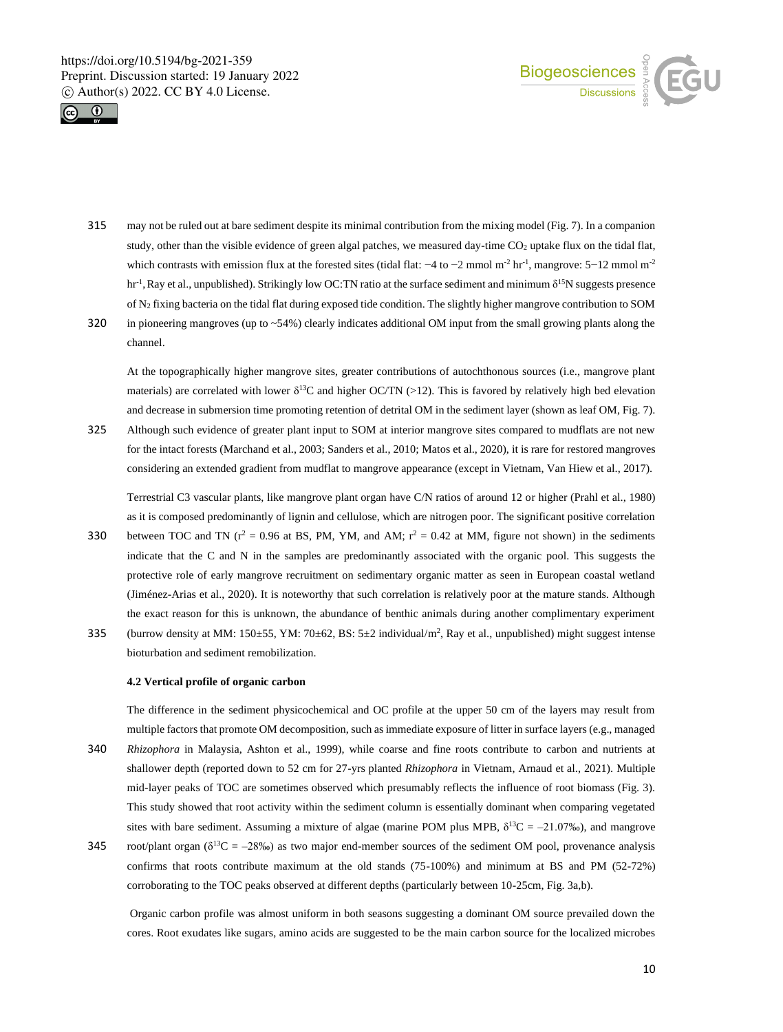may not be ruled out at bare sediment despite its minimal contribution from the mixing model (Fig. 7). In a companion study, other than the visible evidence of green algal patches, we measured day-time $CO_2$ uptake flux on the tidal flat, which contrasts with emission flux at the forested sites (tidal flat: −4 to −2 mmol $m^{-2}$ $hr^{-1}$, mangrove: 5−12 mmol $m^{-2}$ $hr^{-1}$, Ray et al., unpublished). Strikingly low OC:TN ratio at the surface sediment and minimum $\delta^{15}N$ suggests presence of $N_2$ fixing bacteria on the tidal flat during exposed tide condition. The slightly higher mangrove contribution to SOM in pioneering mangroves (up to ~54%) clearly indicates additional OM input from the small growing plants along the channel.

At the topographically higher mangrove sites, greater contributions of autochthonous sources (i.e., mangrove plant materials) are correlated with lower $\delta^{13}C$ and higher OC/TN (>12). This is favored by relatively high bed elevation and decrease in submersion time promoting retention of detrital OM in the sediment layer (shown as leaf OM, Fig. 7). Although such evidence of greater plant input to SOM at interior mangrove sites compared to mudflats are not new for the intact forests (Marchand et al., 2003; Sanders et al., 2010; Matos et al., 2020), it is rare for restored mangroves considering an extended gradient from mudflat to mangrove appearance (except in Vietnam, Van Hiew et al., 2017).

Terrestrial C3 vascular plants, like mangrove plant organ have C/N ratios of around 12 or higher (Prahl et al., 1980) as it is composed predominantly of lignin and cellulose, which are nitrogen poor. The significant positive correlation between TOC and TN ($r^2$ = 0.96 at BS, PM, YM, and AM; $r^2$ = 0.42 at MM, figure not shown) in the sediments indicate that the C and N in the samples are predominantly associated with the organic pool. This suggests the protective role of early mangrove recruitment on sedimentary organic matter as seen in European coastal wetland (Jiménez-Arias et al., 2020). It is noteworthy that such correlation is relatively poor at the mature stands. Although the exact reason for this is unknown, the abundance of benthic animals during another complimentary experiment (burrow density at MM: 150±55, YM: 70±62, BS: 5±2 individual/$m^2$, Ray et al., unpublished) might suggest intense bioturbation and sediment remobilization.

### 4.2 Vertical profile of organic carbon

The difference in the sediment physicochemical and OC profile at the upper 50 cm of the layers may result from multiple factors that promote OM decomposition, such as immediate exposure of litter in surface layers (e.g., managed *Rhizophora* in Malaysia, Ashton et al., 1999), while coarse and fine roots contribute to carbon and nutrients at shallower depth (reported down to 52 cm for 27-yrs planted *Rhizophora* in Vietnam, Arnaud et al., 2021). Multiple mid-layer peaks of TOC are sometimes observed which presumably reflects the influence of root biomass (Fig. 3). This study showed that root activity within the sediment column is essentially dominant when comparing vegetated sites with bare sediment. Assuming a mixture of algae (marine POM plus MPB, $\delta^{13}C$ = –21.07‰), and mangrove root/plant organ ($\delta^{13}C$ = –28‰) as two major end-member sources of the sediment OM pool, provenance analysis confirms that roots contribute maximum at the old stands (75-100%) and minimum at BS and PM (52-72%) corroborating to the TOC peaks observed at different depths (particularly between 10-25cm, Fig. 3a,b).

Organic carbon profile was almost uniform in both seasons suggesting a dominant OM source prevailed down the cores. Root exudates like sugars, amino acids are suggested to be the main carbon source for the localized microbes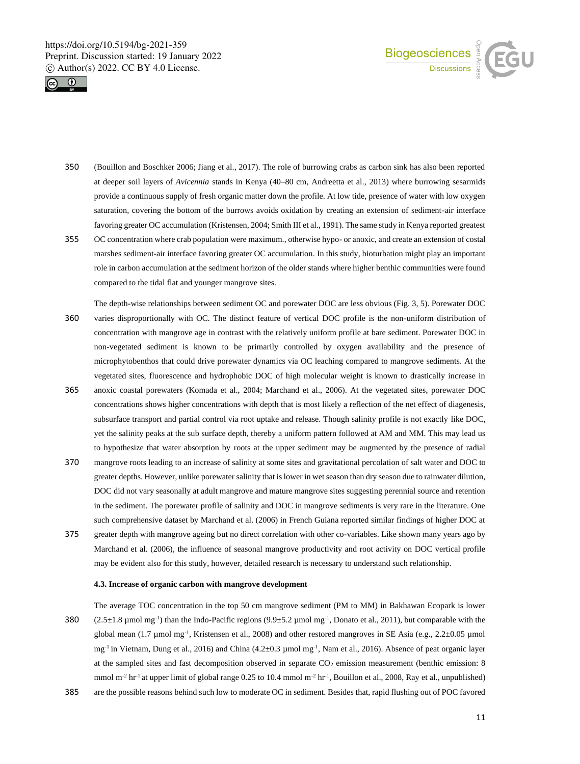(Bouillon and Boschker 2006; Jiang et al., 2017). The role of burrowing crabs as carbon sink has also been reported at deeper soil layers of *Avicennia* stands in Kenya (40–80 cm, Andreetta et al., 2013) where burrowing sesarmids provide a continuous supply of fresh organic matter down the profile. At low tide, presence of water with low oxygen saturation, covering the bottom of the burrows avoids oxidation by creating an extension of sediment-air interface favoring greater OC accumulation (Kristensen, 2004; Smith III et al., 1991). The same study in Kenya reported greatest OC concentration where crab population were maximum., otherwise hypo- or anoxic, and create an extension of costal marshes sediment-air interface favoring greater OC accumulation. In this study, bioturbation might play an important role in carbon accumulation at the sediment horizon of the older stands where higher benthic communities were found compared to the tidal flat and younger mangrove sites.

The depth-wise relationships between sediment OC and porewater DOC are less obvious (Fig. 3, 5). Porewater DOC varies disproportionally with OC. The distinct feature of vertical DOC profile is the non-uniform distribution of concentration with mangrove age in contrast with the relatively uniform profile at bare sediment. Porewater DOC in non-vegetated sediment is known to be primarily controlled by oxygen availability and the presence of microphytobenthos that could drive porewater dynamics via OC leaching compared to mangrove sediments. At the vegetated sites, fluorescence and hydrophobic DOC of high molecular weight is known to drastically increase in anoxic coastal porewaters (Komada et al., 2004; Marchand et al., 2006). At the vegetated sites, porewater DOC concentrations shows higher concentrations with depth that is most likely a reflection of the net effect of diagenesis, subsurface transport and partial control via root uptake and release. Though salinity profile is not exactly like DOC, yet the salinity peaks at the sub surface depth, thereby a uniform pattern followed at AM and MM. This may lead us to hypothesize that water absorption by roots at the upper sediment may be augmented by the presence of radial mangrove roots leading to an increase of salinity at some sites and gravitational percolation of salt water and DOC to greater depths. However, unlike porewater salinity that is lower in wet season than dry season due to rainwater dilution, DOC did not vary seasonally at adult mangrove and mature mangrove sites suggesting perennial source and retention in the sediment. The porewater profile of salinity and DOC in mangrove sediments is very rare in the literature. One such comprehensive dataset by Marchand et al. (2006) in French Guiana reported similar findings of higher DOC at greater depth with mangrove ageing but no direct correlation with other co-variables. Like shown many years ago by Marchand et al. (2006), the influence of seasonal mangrove productivity and root activity on DOC vertical profile may be evident also for this study, however, detailed research is necessary to understand such relationship.

### 4.3. Increase of organic carbon with mangrove development

The average TOC concentration in the top 50 cm mangrove sediment (PM to MM) in Bakhawan Ecopark is lower ($2.5\pm1.8$ µmol mg$^{-1}$) than the Indo-Pacific regions ($9.9\pm5.2$ µmol mg$^{-1}$, Donato et al., 2011), but comparable with the global mean (1.7 µmol mg$^{-1}$, Kristensen et al., 2008) and other restored mangroves in SE Asia (e.g., $2.2\pm0.05$ µmol mg$^{-1}$ in Vietnam, Dung et al., 2016) and China ($4.2\pm0.3$ µmol mg$^{-1}$, Nam et al., 2016). Absence of peat organic layer at the sampled sites and fast decomposition observed in separate $CO_2$ emission measurement (benthic emission: 8 mmol m$^{-2}$ hr$^{-1}$ at upper limit of global range 0.25 to 10.4 mmol m$^{-2}$ hr$^{-1}$, Bouillon et al., 2008, Ray et al., unpublished) are the possible reasons behind such low to moderate OC in sediment. Besides that, rapid flushing out of POC favored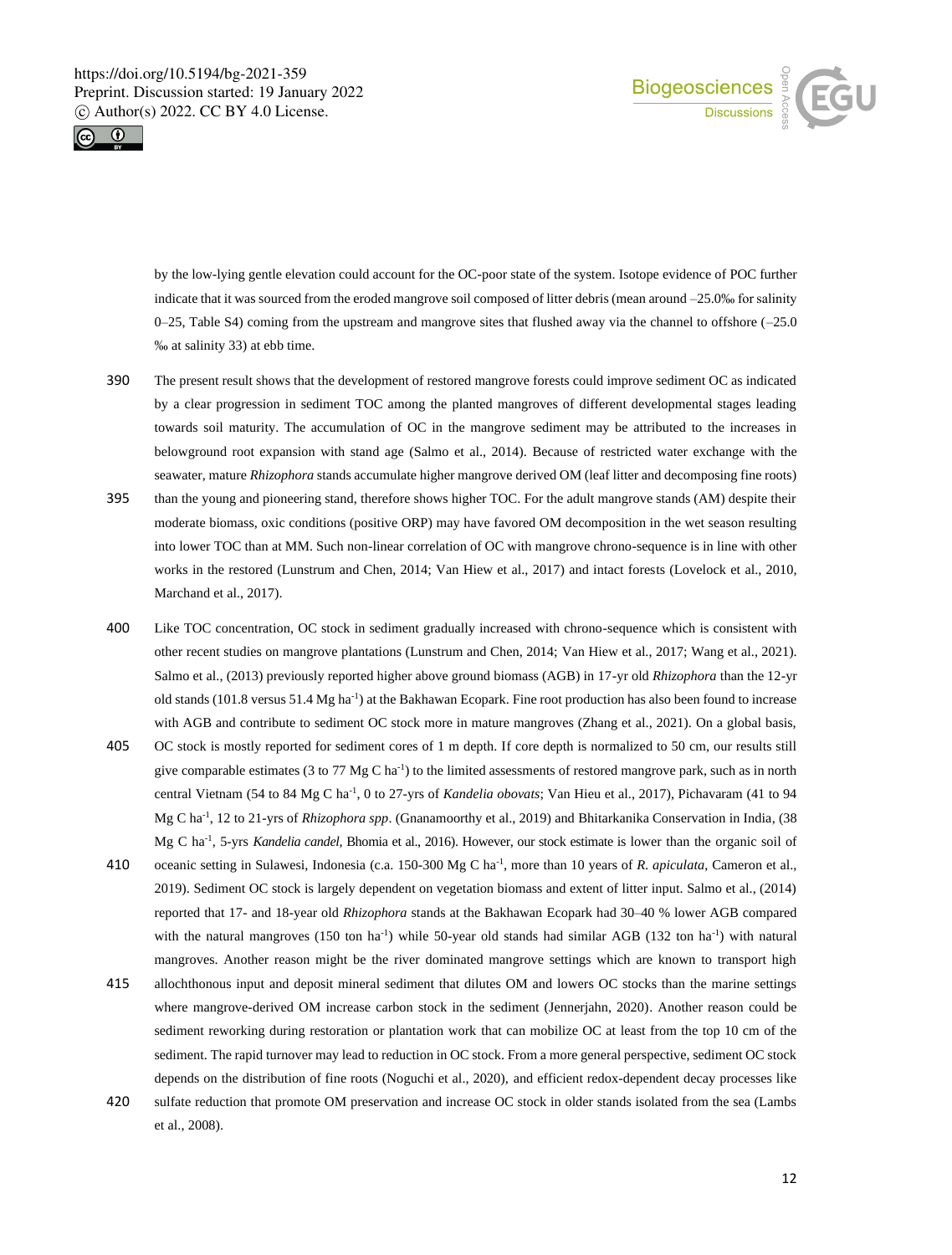by the low-lying gentle elevation could account for the OC-poor state of the system. Isotope evidence of POC further indicate that it was sourced from the eroded mangrove soil composed of litter debris (mean around –25.0‰ for salinity 0–25, Table S4) coming from the upstream and mangrove sites that flushed away via the channel to offshore (–25.0 ‰ at salinity 33) at ebb time.

The present result shows that the development of restored mangrove forests could improve sediment OC as indicated by a clear progression in sediment TOC among the planted mangroves of different developmental stages leading towards soil maturity. The accumulation of OC in the mangrove sediment may be attributed to the increases in belowground root expansion with stand age (Salmo et al., 2014). Because of restricted water exchange with the seawater, mature *Rhizophora* stands accumulate higher mangrove derived OM (leaf litter and decomposing fine roots) than the young and pioneering stand, therefore shows higher TOC. For the adult mangrove stands (AM) despite their moderate biomass, oxic conditions (positive ORP) may have favored OM decomposition in the wet season resulting into lower TOC than at MM. Such non-linear correlation of OC with mangrove chrono-sequence is in line with other works in the restored (Lunstrum and Chen, 2014; Van Hiew et al., 2017) and intact forests (Lovelock et al., 2010, Marchand et al., 2017).

Like TOC concentration, OC stock in sediment gradually increased with chrono-sequence which is consistent with other recent studies on mangrove plantations (Lunstrum and Chen, 2014; Van Hiew et al., 2017; Wang et al., 2021). Salmo et al., (2013) previously reported higher above ground biomass (AGB) in 17-yr old *Rhizophora* than the 12-yr old stands (101.8 versus 51.4 Mg ha$^{-1}$) at the Bakhawan Ecopark. Fine root production has also been found to increase with AGB and contribute to sediment OC stock more in mature mangroves (Zhang et al., 2021). On a global basis, OC stock is mostly reported for sediment cores of 1 m depth. If core depth is normalized to 50 cm, our results still give comparable estimates (3 to 77 Mg C ha$^{-1}$) to the limited assessments of restored mangrove park, such as in north central Vietnam (54 to 84 Mg C ha$^{-1}$, 0 to 27-yrs of *Kandelia obovats*; Van Hieu et al., 2017), Pichavaram (41 to 94 Mg C ha$^{-1}$, 12 to 21-yrs of *Rhizophora spp*. (Gnanamoorthy et al., 2019) and Bhitarkanika Conservation in India, (38 Mg C ha$^{-1}$, 5-yrs *Kandelia candel*, Bhomia et al., 2016). However, our stock estimate is lower than the organic soil of oceanic setting in Sulawesi, Indonesia (c.a. 150-300 Mg C ha$^{-1}$, more than 10 years of *R. apiculata*, Cameron et al., 2019). Sediment OC stock is largely dependent on vegetation biomass and extent of litter input. Salmo et al., (2014) reported that 17- and 18-year old *Rhizophora* stands at the Bakhawan Ecopark had 30–40 % lower AGB compared with the natural mangroves (150 ton ha$^{-1}$) while 50-year old stands had similar AGB (132 ton ha$^{-1}$) with natural mangroves. Another reason might be the river dominated mangrove settings which are known to transport high allochthonous input and deposit mineral sediment that dilutes OM and lowers OC stocks than the marine settings where mangrove-derived OM increase carbon stock in the sediment (Jennerjahn, 2020). Another reason could be sediment reworking during restoration or plantation work that can mobilize OC at least from the top 10 cm of the sediment. The rapid turnover may lead to reduction in OC stock. From a more general perspective, sediment OC stock depends on the distribution of fine roots (Noguchi et al., 2020), and efficient redox-dependent decay processes like sulfate reduction that promote OM preservation and increase OC stock in older stands isolated from the sea (Lambs et al., 2008).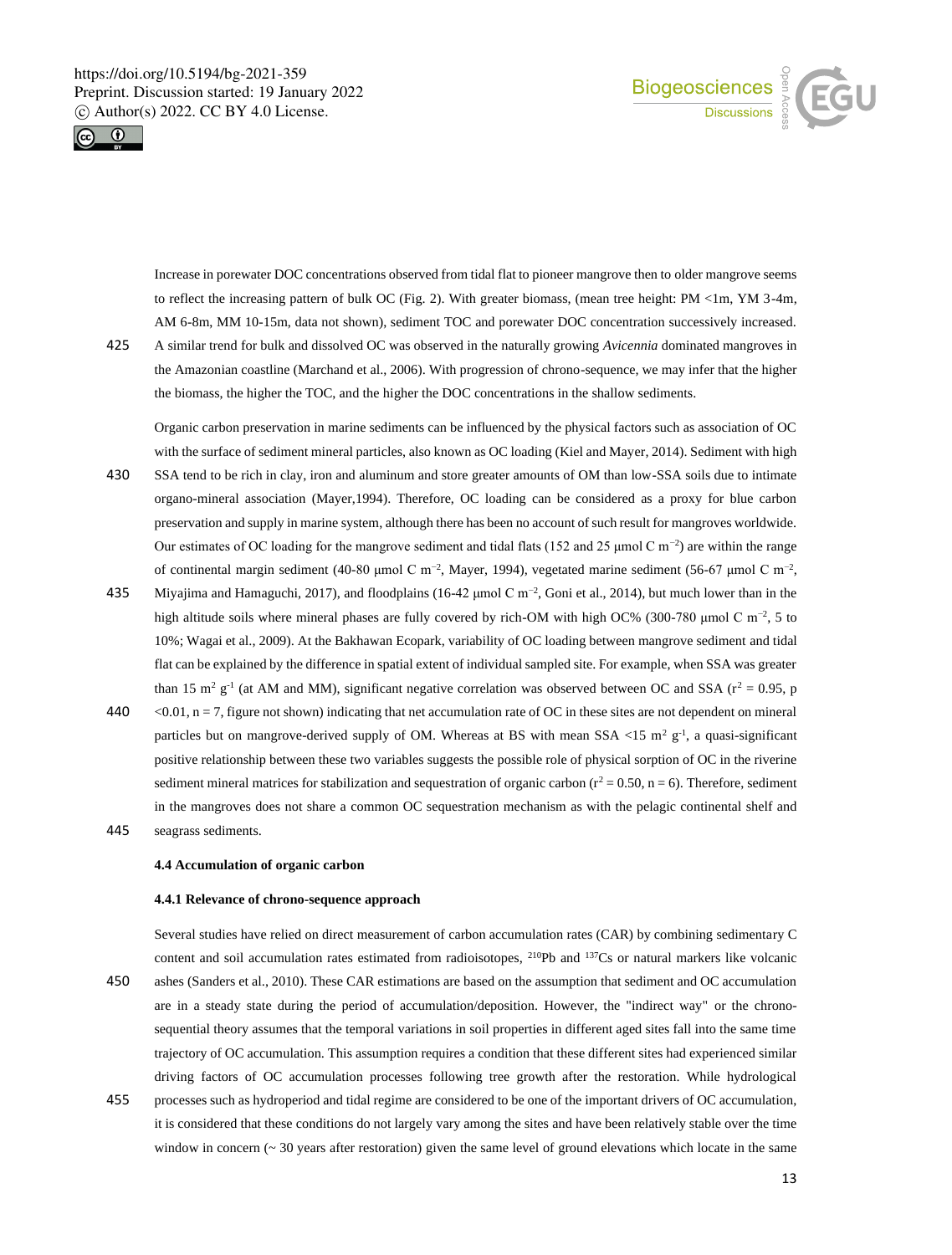Increase in porewater DOC concentrations observed from tidal flat to pioneer mangrove then to older mangrove seems to reflect the increasing pattern of bulk OC (Fig. 2). With greater biomass, (mean tree height: PM <1m, YM 3-4m, AM 6-8m, MM 10-15m, data not shown), sediment TOC and porewater DOC concentration successively increased. A similar trend for bulk and dissolved OC was observed in the naturally growing *Avicennia* dominated mangroves in the Amazonian coastline (Marchand et al., 2006). With progression of chrono-sequence, we may infer that the higher the biomass, the higher the TOC, and the higher the DOC concentrations in the shallow sediments.

Organic carbon preservation in marine sediments can be influenced by the physical factors such as association of OC with the surface of sediment mineral particles, also known as OC loading (Kiel and Mayer, 2014). Sediment with high SSA tend to be rich in clay, iron and aluminum and store greater amounts of OM than low-SSA soils due to intimate organo-mineral association (Mayer,1994). Therefore, OC loading can be considered as a proxy for blue carbon preservation and supply in marine system, although there has been no account of such result for mangroves worldwide. Our estimates of OC loading for the mangrove sediment and tidal flats (152 and 25 μmol C $m^{-2}$) are within the range of continental margin sediment (40-80 μmol C $m^{-2}$, Mayer, 1994), vegetated marine sediment (56-67 μmol C $m^{-2}$, Miyajima and Hamaguchi, 2017), and floodplains (16-42 μmol C $m^{-2}$, Goni et al., 2014), but much lower than in the high altitude soils where mineral phases are fully covered by rich-OM with high OC% (300-780 μmol C $m^{-2}$, 5 to 10%; Wagai et al., 2009). At the Bakhawan Ecopark, variability of OC loading between mangrove sediment and tidal flat can be explained by the difference in spatial extent of individual sampled site. For example, when SSA was greater than 15 $m^2$ $g^{-1}$ (at AM and MM), significant negative correlation was observed between OC and SSA ($r^2$ = 0.95, $p < 0.01$, n = 7, figure not shown) indicating that net accumulation rate of OC in these sites are not dependent on mineral particles but on mangrove-derived supply of OM. Whereas at BS with mean SSA <15 $m^2$ $g^{-1}$, a quasi-significant positive relationship between these two variables suggests the possible role of physical sorption of OC in the riverine sediment mineral matrices for stabilization and sequestration of organic carbon ($r^2$ = 0.50, n = 6). Therefore, sediment in the mangroves does not share a common OC sequestration mechanism as with the pelagic continental shelf and seagrass sediments.

### 4.4 Accumulation of organic carbon

#### 4.4.1 Relevance of chrono-sequence approach

Several studies have relied on direct measurement of carbon accumulation rates (CAR) by combining sedimentary C content and soil accumulation rates estimated from radioisotopes, $^{210}Pb$ and $^{137}Cs$ or natural markers like volcanic ashes (Sanders et al., 2010). These CAR estimations are based on the assumption that sediment and OC accumulation are in a steady state during the period of accumulation/deposition. However, the "indirect way" or the chrono-sequential theory assumes that the temporal variations in soil properties in different aged sites fall into the same time trajectory of OC accumulation. This assumption requires a condition that these different sites had experienced similar driving factors of OC accumulation processes following tree growth after the restoration. While hydrological processes such as hydroperiod and tidal regime are considered to be one of the important drivers of OC accumulation, it is considered that these conditions do not largely vary among the sites and have been relatively stable over the time window in concern (~ 30 years after restoration) given the same level of ground elevations which locate in the same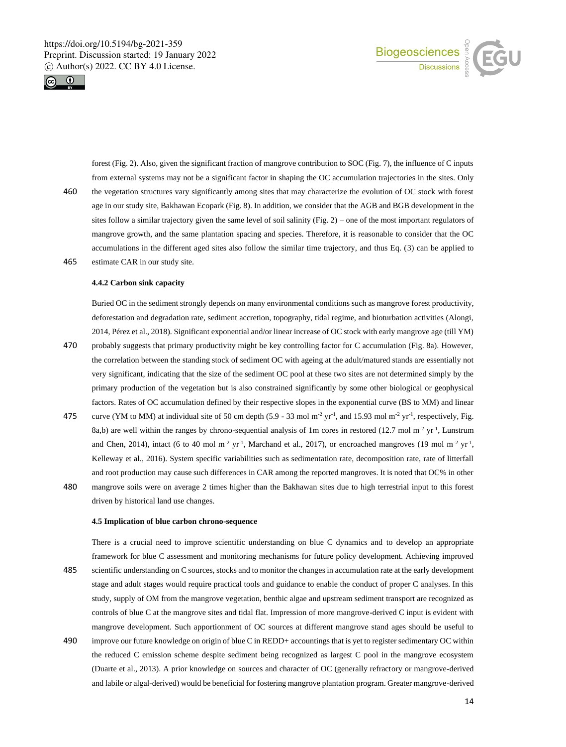forest (Fig. 2). Also, given the significant fraction of mangrove contribution to SOC (Fig. 7), the influence of C inputs from external systems may not be a significant factor in shaping the OC accumulation trajectories in the sites. Only the vegetation structures vary significantly among sites that may characterize the evolution of OC stock with forest age in our study site, Bakhawan Ecopark (Fig. 8). In addition, we consider that the AGB and BGB development in the sites follow a similar trajectory given the same level of soil salinity (Fig. 2) – one of the most important regulators of mangrove growth, and the same plantation spacing and species. Therefore, it is reasonable to consider that the OC accumulations in the different aged sites also follow the similar time trajectory, and thus Eq. (3) can be applied to estimate CAR in our study site.

### 4.4.2 Carbon sink capacity

Buried OC in the sediment strongly depends on many environmental conditions such as mangrove forest productivity, deforestation and degradation rate, sediment accretion, topography, tidal regime, and bioturbation activities (Alongi, 2014, Pérez et al., 2018). Significant exponential and/or linear increase of OC stock with early mangrove age (till YM) probably suggests that primary productivity might be key controlling factor for C accumulation (Fig. 8a). However, the correlation between the standing stock of sediment OC with ageing at the adult/matured stands are essentially not very significant, indicating that the size of the sediment OC pool at these two sites are not determined simply by the primary production of the vegetation but is also constrained significantly by some other biological or geophysical factors. Rates of OC accumulation defined by their respective slopes in the exponential curve (BS to MM) and linear curve (YM to MM) at individual site of 50 cm depth (5.9 - 33 mol $m^{-2}$ $yr^{-1}$, and 15.93 mol $m^{-2}$ $yr^{-1}$, respectively, Fig. 8a,b) are well within the ranges by chrono-sequential analysis of 1m cores in restored (12.7 mol $m^{-2}$ $yr^{-1}$, Lunstrum and Chen, 2014), intact (6 to 40 mol $m^{-2}$ $yr^{-1}$, Marchand et al., 2017), or encroached mangroves (19 mol $m^{-2}$ $yr^{-1}$, Kelleway et al., 2016). System specific variabilities such as sedimentation rate, decomposition rate, rate of litterfall and root production may cause such differences in CAR among the reported mangroves. It is noted that OC% in other mangrove soils were on average 2 times higher than the Bakhawan sites due to high terrestrial input to this forest driven by historical land use changes.

## 4.5 Implication of blue carbon chrono-sequence

There is a crucial need to improve scientific understanding on blue C dynamics and to develop an appropriate framework for blue C assessment and monitoring mechanisms for future policy development. Achieving improved scientific understanding on C sources, stocks and to monitor the changes in accumulation rate at the early development stage and adult stages would require practical tools and guidance to enable the conduct of proper C analyses. In this study, supply of OM from the mangrove vegetation, benthic algae and upstream sediment transport are recognized as controls of blue C at the mangrove sites and tidal flat. Impression of more mangrove-derived C input is evident with mangrove development. Such apportionment of OC sources at different mangrove stand ages should be useful to improve our future knowledge on origin of blue C in REDD+ accountings that is yet to register sedimentary OC within the reduced C emission scheme despite sediment being recognized as largest C pool in the mangrove ecosystem (Duarte et al., 2013). A prior knowledge on sources and character of OC (generally refractory or mangrove-derived and labile or algal-derived) would be beneficial for fostering mangrove plantation program. Greater mangrove-derived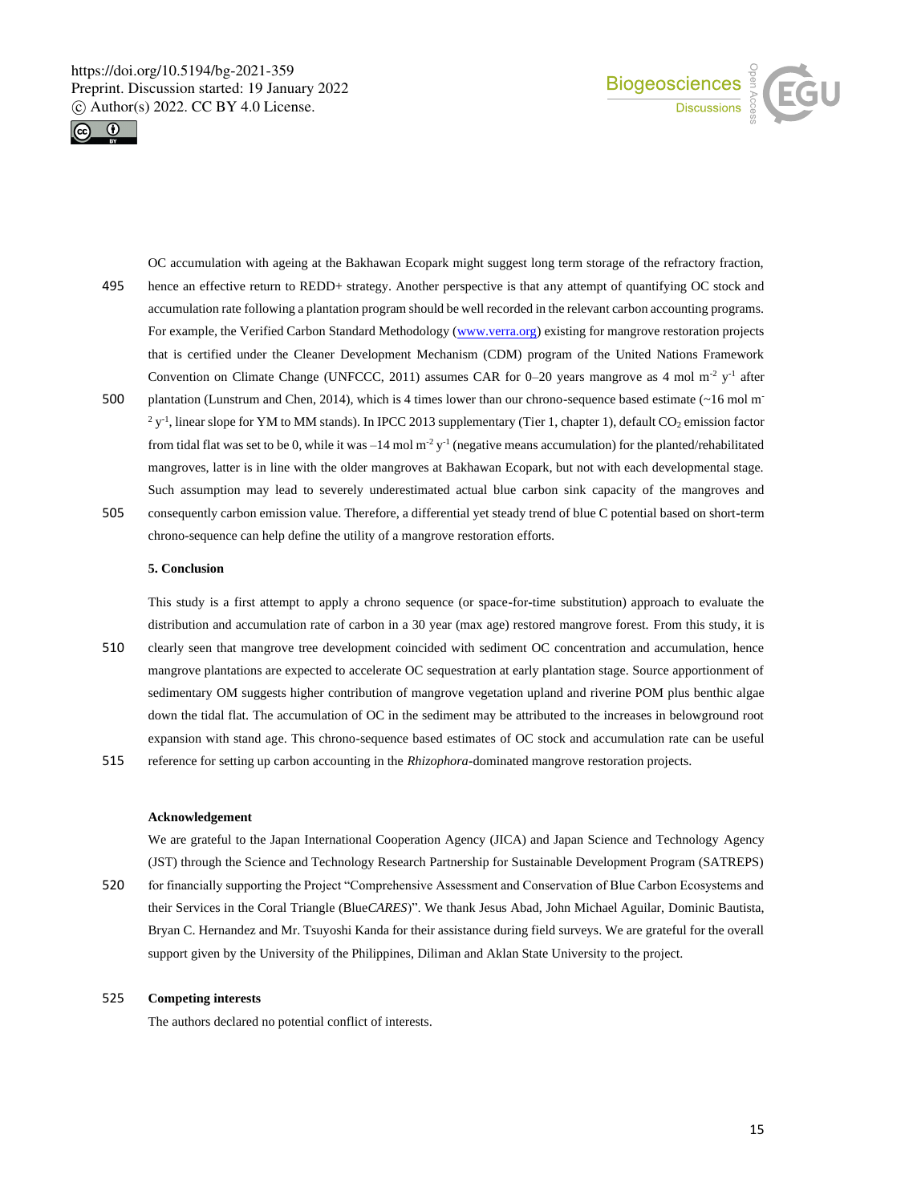OC accumulation with ageing at the Bakhawan Ecopark might suggest long term storage of the refractory fraction, hence an effective return to REDD+ strategy. Another perspective is that any attempt of quantifying OC stock and accumulation rate following a plantation program should be well recorded in the relevant carbon accounting programs. For example, the Verified Carbon Standard Methodology (www.verra.org) existing for mangrove restoration projects that is certified under the Cleaner Development Mechanism (CDM) program of the United Nations Framework Convention on Climate Change (UNFCCC, 2011) assumes CAR for 0–20 years mangrove as 4 mol $m^{-2}$ $y^{-1}$ after plantation (Lunstrum and Chen, 2014), which is 4 times lower than our chrono-sequence based estimate (~16 mol $m^{-2}$ $y^{-1}$, linear slope for YM to MM stands). In IPCC 2013 supplementary (Tier 1, chapter 1), default $CO_2$ emission factor from tidal flat was set to be 0, while it was –14 mol $m^{-2}$ $y^{-1}$ (negative means accumulation) for the planted/rehabilitated mangroves, latter is in line with the older mangroves at Bakhawan Ecopark, but not with each developmental stage. Such assumption may lead to severely underestimated actual blue carbon sink capacity of the mangroves and consequently carbon emission value. Therefore, a differential yet steady trend of blue C potential based on short-term chrono-sequence can help define the utility of a mangrove restoration efforts.

## 5. Conclusion

This study is a first attempt to apply a chrono sequence (or space-for-time substitution) approach to evaluate the distribution and accumulation rate of carbon in a 30 year (max age) restored mangrove forest. From this study, it is clearly seen that mangrove tree development coincided with sediment OC concentration and accumulation, hence mangrove plantations are expected to accelerate OC sequestration at early plantation stage. Source apportionment of sedimentary OM suggests higher contribution of mangrove vegetation upland and riverine POM plus benthic algae down the tidal flat. The accumulation of OC in the sediment may be attributed to the increases in belowground root expansion with stand age. This chrono-sequence based estimates of OC stock and accumulation rate can be useful reference for setting up carbon accounting in the *Rhizophora*-dominated mangrove restoration projects.

## Acknowledgement

We are grateful to the Japan International Cooperation Agency (JICA) and Japan Science and Technology Agency (JST) through the Science and Technology Research Partnership for Sustainable Development Program (SATREPS) for financially supporting the Project "Comprehensive Assessment and Conservation of Blue Carbon Ecosystems and their Services in the Coral Triangle (Blue*CARES*)". We thank Jesus Abad, John Michael Aguilar, Dominic Bautista, Bryan C. Hernandez and Mr. Tsuyoshi Kanda for their assistance during field surveys. We are grateful for the overall support given by the University of the Philippines, Diliman and Aklan State University to the project.

## Competing interests

The authors declared no potential conflict of interests.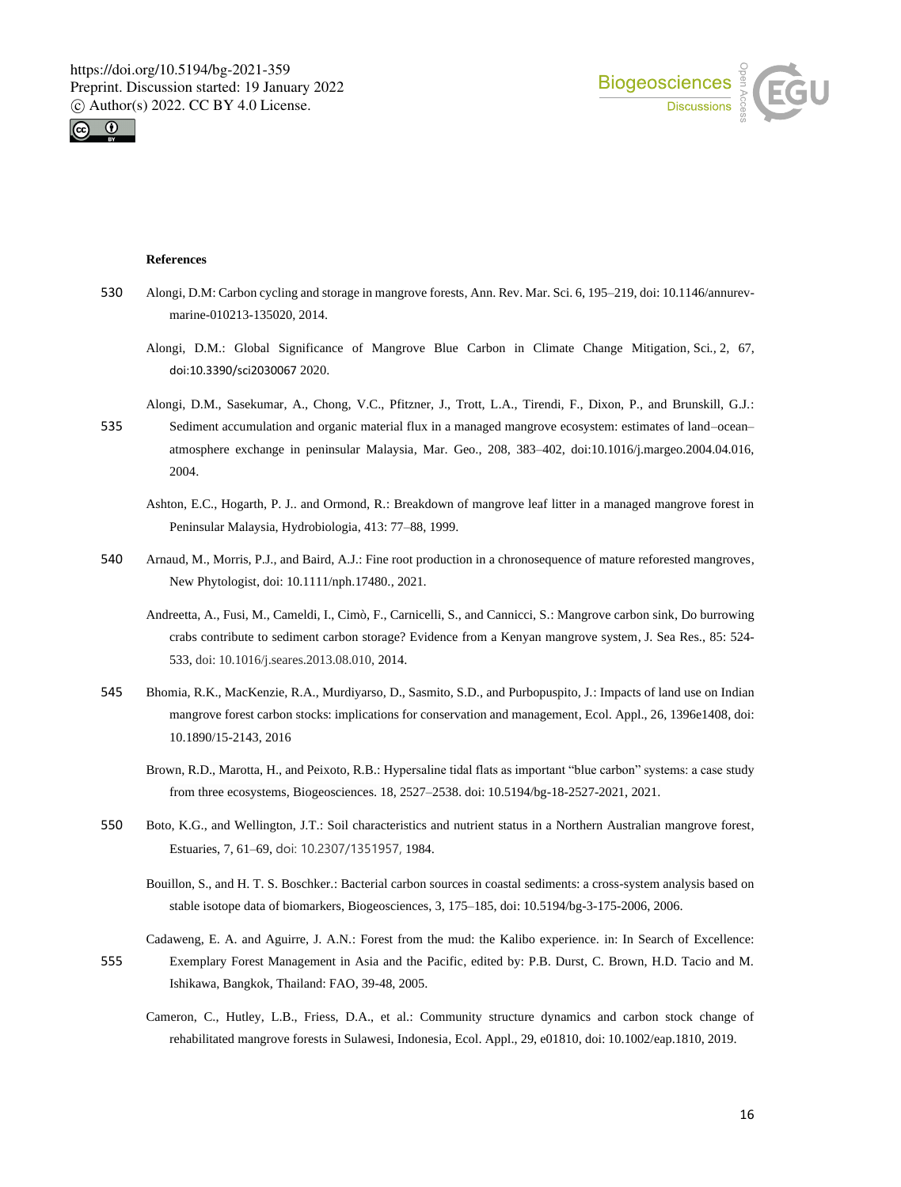**References**

Alongi, D.M: Carbon cycling and storage in mangrove forests, Ann. Rev. Mar. Sci. 6, 195–219, doi: 10.1146/annurev-marine-010213-135020, 2014.

Alongi, D.M.: Global Significance of Mangrove Blue Carbon in Climate Change Mitigation, Sci., 2, 67, doi:10.3390/sci2030067 2020.

Alongi, D.M., Sasekumar, A., Chong, V.C., Pfitzner, J., Trott, L.A., Tirendi, F., Dixon, P., and Brunskill, G.J.: Sediment accumulation and organic material flux in a managed mangrove ecosystem: estimates of land–ocean–atmosphere exchange in peninsular Malaysia, Mar. Geo., 208, 383–402, doi:10.1016/j.margeo.2004.04.016, 2004.

Ashton, E.C., Hogarth, P. J.. and Ormond, R.: Breakdown of mangrove leaf litter in a managed mangrove forest in Peninsular Malaysia, Hydrobiologia, 413: 77–88, 1999.

Arnaud, M., Morris, P.J., and Baird, A.J.: Fine root production in a chronosequence of mature reforested mangroves, New Phytologist, doi: 10.1111/nph.17480., 2021.

Andreetta, A., Fusi, M., Cameldi, I., Cimò, F., Carnicelli, S., and Cannicci, S.: Mangrove carbon sink, Do burrowing crabs contribute to sediment carbon storage? Evidence from a Kenyan mangrove system, J. Sea Res., 85: 524-533, doi: 10.1016/j.seares.2013.08.010, 2014.

Bhomia, R.K., MacKenzie, R.A., Murdiyarso, D., Sasmito, S.D., and Purbopuspito, J.: Impacts of land use on Indian mangrove forest carbon stocks: implications for conservation and management, Ecol. Appl., 26, 1396e1408, doi: 10.1890/15-2143, 2016

Brown, R.D., Marotta, H., and Peixoto, R.B.: Hypersaline tidal flats as important "blue carbon" systems: a case study from three ecosystems, Biogeosciences. 18, 2527–2538. doi: 10.5194/bg-18-2527-2021, 2021.

Boto, K.G., and Wellington, J.T.: Soil characteristics and nutrient status in a Northern Australian mangrove forest, Estuaries, 7, 61–69, doi: 10.2307/1351957, 1984.

Bouillon, S., and H. T. S. Boschker.: Bacterial carbon sources in coastal sediments: a cross-system analysis based on stable isotope data of biomarkers, Biogeosciences, 3, 175–185, doi: 10.5194/bg-3-175-2006, 2006.

Cadaweng, E. A. and Aguirre, J. A.N.: Forest from the mud: the Kalibo experience. in: In Search of Excellence: Exemplary Forest Management in Asia and the Pacific, edited by: P.B. Durst, C. Brown, H.D. Tacio and M. Ishikawa, Bangkok, Thailand: FAO, 39-48, 2005.

Cameron, C., Hutley, L.B., Friess, D.A., et al.: Community structure dynamics and carbon stock change of rehabilitated mangrove forests in Sulawesi, Indonesia, Ecol. Appl., 29, e01810, doi: 10.1002/eap.1810, 2019.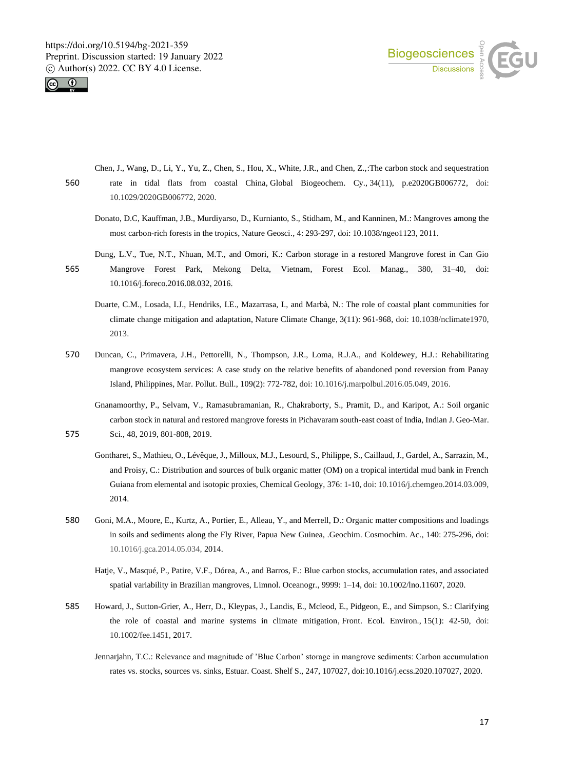Chen, J., Wang, D., Li, Y., Yu, Z., Chen, S., Hou, X., White, J.R., and Chen, Z.,:The carbon stock and sequestration rate in tidal flats from coastal China, Global Biogeochem. Cy., 34(11), p.e2020GB006772, doi: 10.1029/2020GB006772, 2020.

Donato, D.C, Kauffman, J.B., Murdiyarso, D., Kurnianto, S., Stidham, M., and Kanninen, M.: Mangroves among the most carbon-rich forests in the tropics, Nature Geosci., 4: 293-297, doi: 10.1038/ngeo1123, 2011.

Dung, L.V., Tue, N.T., Nhuan, M.T., and Omori, K.: Carbon storage in a restored Mangrove forest in Can Gio Mangrove Forest Park, Mekong Delta, Vietnam, Forest Ecol. Manag., 380, 31–40, doi: 10.1016/j.foreco.2016.08.032, 2016.

Duarte, C.M., Losada, I.J., Hendriks, I.E., Mazarrasa, I., and Marbà, N.: The role of coastal plant communities for climate change mitigation and adaptation, Nature Climate Change, 3(11): 961-968, doi: 10.1038/nclimate1970, 2013.

Duncan, C., Primavera, J.H., Pettorelli, N., Thompson, J.R., Loma, R.J.A., and Koldewey, H.J.: Rehabilitating mangrove ecosystem services: A case study on the relative benefits of abandoned pond reversion from Panay Island, Philippines, Mar. Pollut. Bull., 109(2): 772-782, doi: 10.1016/j.marpolbul.2016.05.049, 2016.

Gnanamoorthy, P., Selvam, V., Ramasubramanian, R., Chakraborty, S., Pramit, D., and Karipot, A.: Soil organic carbon stock in natural and restored mangrove forests in Pichavaram south-east coast of India, Indian J. Geo-Mar. Sci., 48, 2019, 801-808, 2019.

Gontharet, S., Mathieu, O., Lévêque, J., Milloux, M.J., Lesourd, S., Philippe, S., Caillaud, J., Gardel, A., Sarrazin, M., and Proisy, C.: Distribution and sources of bulk organic matter (OM) on a tropical intertidal mud bank in French Guiana from elemental and isotopic proxies, Chemical Geology, 376: 1-10, doi: 10.1016/j.chemgeo.2014.03.009, 2014.

Goni, M.A., Moore, E., Kurtz, A., Portier, E., Alleau, Y., and Merrell, D.: Organic matter compositions and loadings in soils and sediments along the Fly River, Papua New Guinea, .Geochim. Cosmochim. Ac., 140: 275-296, doi: 10.1016/j.gca.2014.05.034, 2014.

Hatje, V., Masqué, P., Patire, V.F., Dórea, A., and Barros, F.: Blue carbon stocks, accumulation rates, and associated spatial variability in Brazilian mangroves, Limnol. Oceanogr., 9999: 1–14, doi: 10.1002/lno.11607, 2020.

Howard, J., Sutton-Grier, A., Herr, D., Kleypas, J., Landis, E., Mcleod, E., Pidgeon, E., and Simpson, S.: Clarifying the role of coastal and marine systems in climate mitigation, Front. Ecol. Environ., 15(1): 42-50, doi: 10.1002/fee.1451, 2017.

Jennarjahn, T.C.: Relevance and magnitude of 'Blue Carbon' storage in mangrove sediments: Carbon accumulation rates vs. stocks, sources vs. sinks, Estuar. Coast. Shelf S., 247, 107027, doi:10.1016/j.ecss.2020.107027, 2020.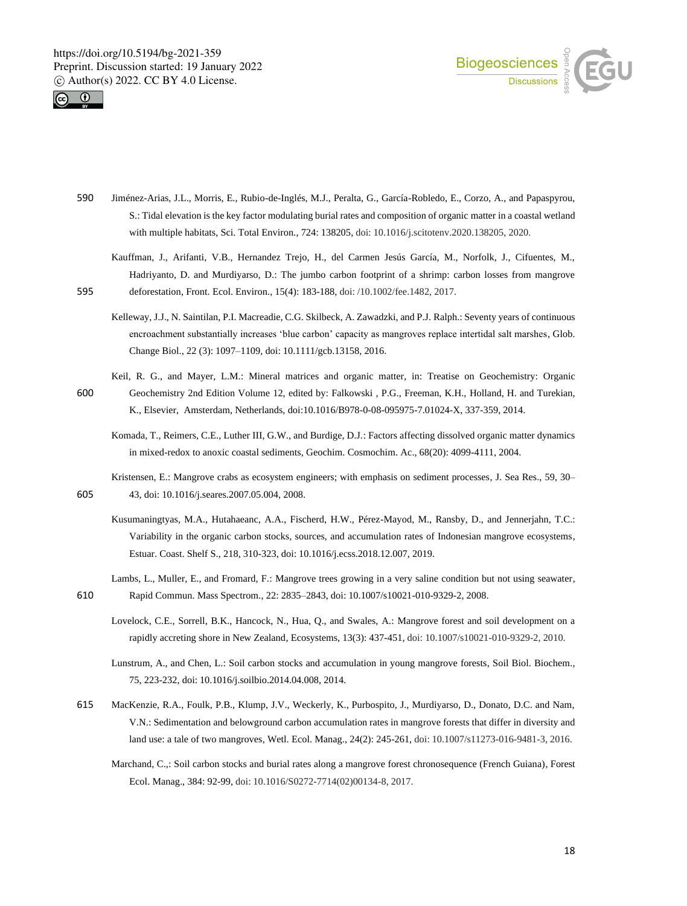Jiménez-Arias, J.L., Morris, E., Rubio-de-Inglés, M.J., Peralta, G., García-Robledo, E., Corzo, A., and Papaspyrou, S.: Tidal elevation is the key factor modulating burial rates and composition of organic matter in a coastal wetland with multiple habitats, Sci. Total Environ., 724: 138205, doi: 10.1016/j.scitotenv.2020.138205, 2020.

Kauffman, J., Arifanti, V.B., Hernandez Trejo, H., del Carmen Jesús García, M., Norfolk, J., Cifuentes, M., Hadriyanto, D. and Murdiyarso, D.: The jumbo carbon footprint of a shrimp: carbon losses from mangrove deforestation, Front. Ecol. Environ., 15(4): 183-188, doi: /10.1002/fee.1482, 2017.

Kelleway, J.J., N. Saintilan, P.I. Macreadie, C.G. Skilbeck, A. Zawadzki, and P.J. Ralph.: Seventy years of continuous encroachment substantially increases 'blue carbon' capacity as mangroves replace intertidal salt marshes, Glob. Change Biol., 22 (3): 1097–1109, doi: 10.1111/gcb.13158, 2016.

Keil, R. G., and Mayer, L.M.: Mineral matrices and organic matter, in: Treatise on Geochemistry: Organic Geochemistry 2nd Edition Volume 12, edited by: Falkowski , P.G., Freeman, K.H., Holland, H. and Turekian, K., Elsevier, Amsterdam, Netherlands, doi:10.1016/B978-0-08-095975-7.01024-X, 337-359, 2014.

Komada, T., Reimers, C.E., Luther III, G.W., and Burdige, D.J.: Factors affecting dissolved organic matter dynamics in mixed-redox to anoxic coastal sediments, Geochim. Cosmochim. Ac., 68(20): 4099-4111, 2004.

Kristensen, E.: Mangrove crabs as ecosystem engineers; with emphasis on sediment processes, J. Sea Res., 59, 30–43, doi: 10.1016/j.seares.2007.05.004, 2008.

Kusumaningtyas, M.A., Hutahaeanc, A.A., Fischerd, H.W., Pérez-Mayod, M., Ransby, D., and Jennerjahn, T.C.: Variability in the organic carbon stocks, sources, and accumulation rates of Indonesian mangrove ecosystems, Estuar. Coast. Shelf S., 218, 310-323, doi: 10.1016/j.ecss.2018.12.007, 2019.

Lambs, L., Muller, E., and Fromard, F.: Mangrove trees growing in a very saline condition but not using seawater, Rapid Commun. Mass Spectrom., 22: 2835–2843, doi: 10.1007/s10021-010-9329-2, 2008.

Lovelock, C.E., Sorrell, B.K., Hancock, N., Hua, Q., and Swales, A.: Mangrove forest and soil development on a rapidly accreting shore in New Zealand, Ecosystems, 13(3): 437-451, doi: 10.1007/s10021-010-9329-2, 2010.

Lunstrum, A., and Chen, L.: Soil carbon stocks and accumulation in young mangrove forests, Soil Biol. Biochem., 75, 223-232, doi: 10.1016/j.soilbio.2014.04.008, 2014.

MacKenzie, R.A., Foulk, P.B., Klump, J.V., Weckerly, K., Purbospito, J., Murdiyarso, D., Donato, D.C. and Nam, V.N.: Sedimentation and belowground carbon accumulation rates in mangrove forests that differ in diversity and land use: a tale of two mangroves, Wetl. Ecol. Manag., 24(2): 245-261, doi: 10.1007/s11273-016-9481-3, 2016.

Marchand, C.,: Soil carbon stocks and burial rates along a mangrove forest chronosequence (French Guiana), Forest Ecol. Manag., 384: 92-99, doi: 10.1016/S0272-7714(02)00134-8, 2017.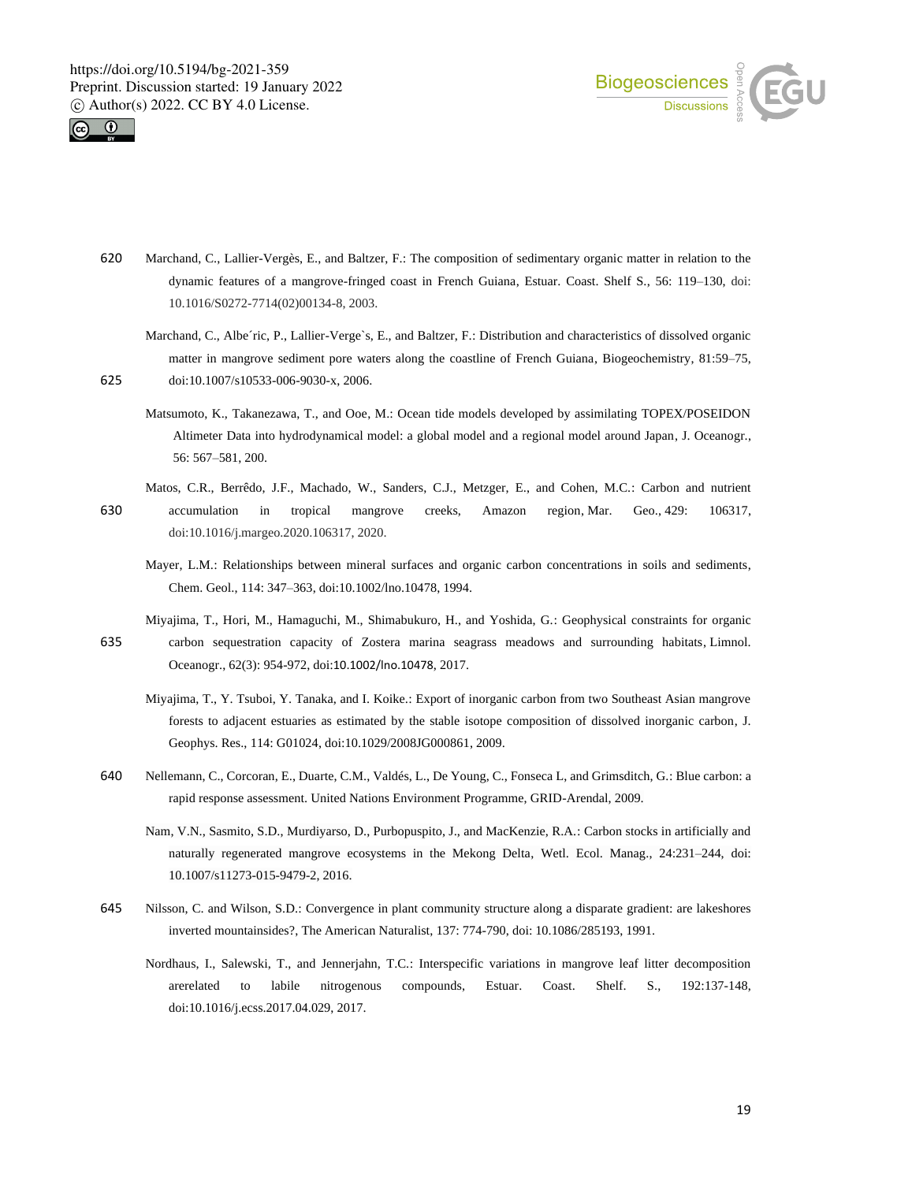Marchand, C., Lallier-Vergès, E., and Baltzer, F.: The composition of sedimentary organic matter in relation to the dynamic features of a mangrove-fringed coast in French Guiana, Estuar. Coast. Shelf S., 56: 119–130, doi: 10.1016/S0272-7714(02)00134-8, 2003.

Marchand, C., Albe´ric, P., Lallier-Verge`s, E., and Baltzer, F.: Distribution and characteristics of dissolved organic matter in mangrove sediment pore waters along the coastline of French Guiana, Biogeochemistry, 81:59–75, doi:10.1007/s10533-006-9030-x, 2006.

Matsumoto, K., Takanezawa, T., and Ooe, M.: Ocean tide models developed by assimilating TOPEX/POSEIDON Altimeter Data into hydrodynamical model: a global model and a regional model around Japan, J. Oceanogr., 56: 567–581, 200.

Matos, C.R., Berrêdo, J.F., Machado, W., Sanders, C.J., Metzger, E., and Cohen, M.C.: Carbon and nutrient accumulation in tropical mangrove creeks, Amazon region, Mar. Geo., 429: 106317, doi:10.1016/j.margeo.2020.106317, 2020.

Mayer, L.M.: Relationships between mineral surfaces and organic carbon concentrations in soils and sediments, Chem. Geol., 114: 347–363, doi:10.1002/lno.10478, 1994.

Miyajima, T., Hori, M., Hamaguchi, M., Shimabukuro, H., and Yoshida, G.: Geophysical constraints for organic carbon sequestration capacity of Zostera marina seagrass meadows and surrounding habitats, Limnol. Oceanogr., 62(3): 954-972, doi:10.1002/lno.10478, 2017.

Miyajima, T., Y. Tsuboi, Y. Tanaka, and I. Koike.: Export of inorganic carbon from two Southeast Asian mangrove forests to adjacent estuaries as estimated by the stable isotope composition of dissolved inorganic carbon, J. Geophys. Res., 114: G01024, doi:10.1029/2008JG000861, 2009.

Nellemann, C., Corcoran, E., Duarte, C.M., Valdés, L., De Young, C., Fonseca L, and Grimsditch, G.: Blue carbon: a rapid response assessment. United Nations Environment Programme, GRID-Arendal, 2009.

Nam, V.N., Sasmito, S.D., Murdiyarso, D., Purbopuspito, J., and MacKenzie, R.A.: Carbon stocks in artificially and naturally regenerated mangrove ecosystems in the Mekong Delta, Wetl. Ecol. Manag., 24:231–244, doi: 10.1007/s11273-015-9479-2, 2016.

Nilsson, C. and Wilson, S.D.: Convergence in plant community structure along a disparate gradient: are lakeshores inverted mountainsides?, The American Naturalist, 137: 774-790, doi: 10.1086/285193, 1991.

Nordhaus, I., Salewski, T., and Jennerjahn, T.C.: Interspecific variations in mangrove leaf litter decomposition arerelated to labile nitrogenous compounds, Estuar. Coast. Shelf. S., 192:137-148, doi:10.1016/j.ecss.2017.04.029, 2017.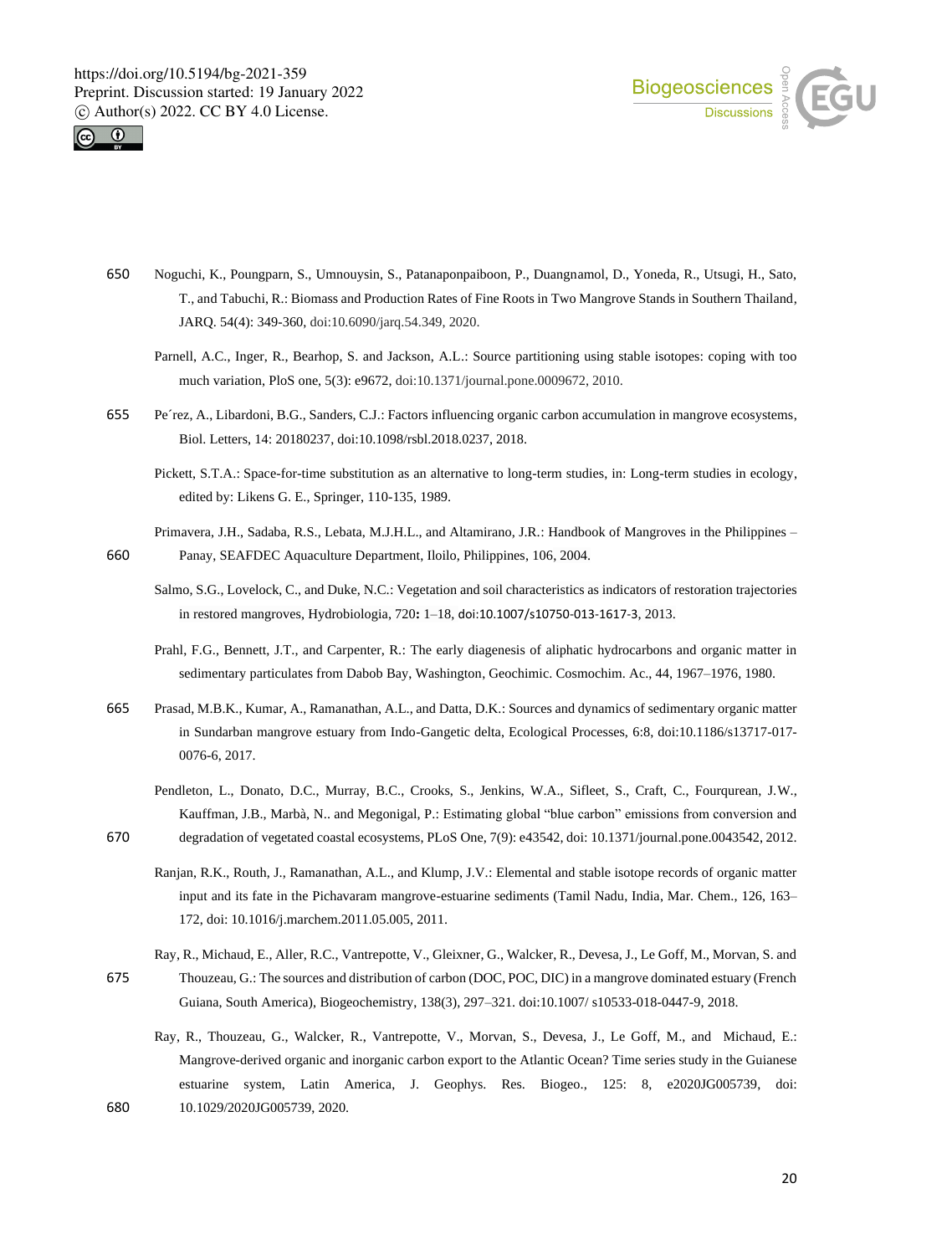Noguchi, K., Poungparn, S., Umnouysin, S., Patanaponpaiboon, P., Duangnamol, D., Yoneda, R., Utsugi, H., Sato, T., and Tabuchi, R.: Biomass and Production Rates of Fine Roots in Two Mangrove Stands in Southern Thailand, JARQ. 54(4): 349-360, doi:10.6090/jarq.54.349, 2020.

Parnell, A.C., Inger, R., Bearhop, S. and Jackson, A.L.: Source partitioning using stable isotopes: coping with too much variation, PloS one, 5(3): e9672, doi:10.1371/journal.pone.0009672, 2010.

Pe´rez, A., Libardoni, B.G., Sanders, C.J.: Factors influencing organic carbon accumulation in mangrove ecosystems, Biol. Letters, 14: 20180237, doi:10.1098/rsbl.2018.0237, 2018.

Pickett, S.T.A.: Space-for-time substitution as an alternative to long-term studies, in: Long-term studies in ecology, edited by: Likens G. E., Springer, 110-135, 1989.

Primavera, J.H., Sadaba, R.S., Lebata, M.J.H.L., and Altamirano, J.R.: Handbook of Mangroves in the Philippines – Panay, SEAFDEC Aquaculture Department, Iloilo, Philippines, 106, 2004.

Salmo, S.G., Lovelock, C., and Duke, N.C.: Vegetation and soil characteristics as indicators of restoration trajectories in restored mangroves, Hydrobiologia, 720**:** 1–18, doi:10.1007/s10750-013-1617-3, 2013.

Prahl, F.G., Bennett, J.T., and Carpenter, R.: The early diagenesis of aliphatic hydrocarbons and organic matter in sedimentary particulates from Dabob Bay, Washington, Geochimic. Cosmochim. Ac., 44, 1967–1976, 1980.

Prasad, M.B.K., Kumar, A., Ramanathan, A.L., and Datta, D.K.: Sources and dynamics of sedimentary organic matter in Sundarban mangrove estuary from Indo-Gangetic delta, Ecological Processes, 6:8, doi:10.1186/s13717-017-0076-6, 2017.

Pendleton, L., Donato, D.C., Murray, B.C., Crooks, S., Jenkins, W.A., Sifleet, S., Craft, C., Fourqurean, J.W., Kauffman, J.B., Marbà, N.. and Megonigal, P.: Estimating global "blue carbon" emissions from conversion and degradation of vegetated coastal ecosystems, PLoS One, 7(9): e43542, doi: 10.1371/journal.pone.0043542, 2012.

Ranjan, R.K., Routh, J., Ramanathan, A.L., and Klump, J.V.: Elemental and stable isotope records of organic matter input and its fate in the Pichavaram mangrove-estuarine sediments (Tamil Nadu, India, Mar. Chem., 126, 163–172, doi: 10.1016/j.marchem.2011.05.005, 2011.

Ray, R., Michaud, E., Aller, R.C., Vantrepotte, V., Gleixner, G., Walcker, R., Devesa, J., Le Goff, M., Morvan, S. and Thouzeau, G.: The sources and distribution of carbon (DOC, POC, DIC) in a mangrove dominated estuary (French Guiana, South America), Biogeochemistry, 138(3), 297–321. doi:10.1007/ s10533-018-0447-9, 2018.

Ray, R., Thouzeau, G., Walcker, R., Vantrepotte, V., Morvan, S., Devesa, J., Le Goff, M., and Michaud, E.: Mangrove-derived organic and inorganic carbon export to the Atlantic Ocean? Time series study in the Guianese estuarine system, Latin America, J. Geophys. Res. Biogeo., 125: 8, e2020JG005739, doi: 10.1029/2020JG005739, 2020.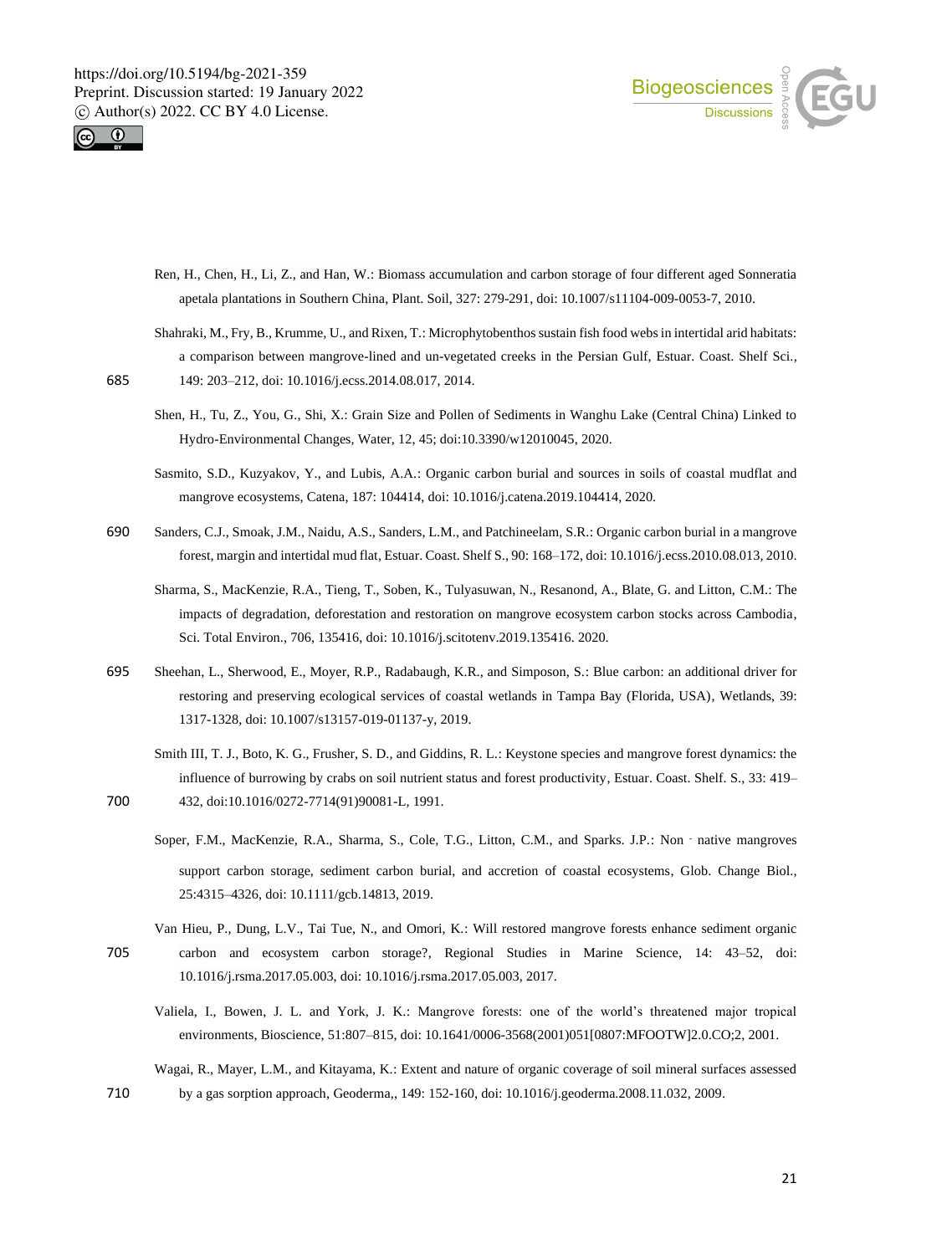Ren, H., Chen, H., Li, Z., and Han, W.: Biomass accumulation and carbon storage of four different aged Sonneratia apetala plantations in Southern China, Plant. Soil, 327: 279-291, doi: 10.1007/s11104-009-0053-7, 2010.

Shahraki, M., Fry, B., Krumme, U., and Rixen, T.: Microphytobenthos sustain fish food webs in intertidal arid habitats: a comparison between mangrove-lined and un-vegetated creeks in the Persian Gulf, Estuar. Coast. Shelf Sci., 149: 203–212, doi: 10.1016/j.ecss.2014.08.017, 2014.

Shen, H., Tu, Z., You, G., Shi, X.: Grain Size and Pollen of Sediments in Wanghu Lake (Central China) Linked to Hydro-Environmental Changes, Water, 12, 45; doi:10.3390/w12010045, 2020.

Sasmito, S.D., Kuzyakov, Y., and Lubis, A.A.: Organic carbon burial and sources in soils of coastal mudflat and mangrove ecosystems, Catena, 187: 104414, doi: 10.1016/j.catena.2019.104414, 2020.

Sanders, C.J., Smoak, J.M., Naidu, A.S., Sanders, L.M., and Patchineelam, S.R.: Organic carbon burial in a mangrove forest, margin and intertidal mud flat, Estuar. Coast. Shelf S., 90: 168–172, doi: 10.1016/j.ecss.2010.08.013, 2010.

Sharma, S., MacKenzie, R.A., Tieng, T., Soben, K., Tulyasuwan, N., Resanond, A., Blate, G. and Litton, C.M.: The impacts of degradation, deforestation and restoration on mangrove ecosystem carbon stocks across Cambodia, Sci. Total Environ., 706, 135416, doi: 10.1016/j.scitotenv.2019.135416. 2020.

Sheehan, L., Sherwood, E., Moyer, R.P., Radabaugh, K.R., and Simposon, S.: Blue carbon: an additional driver for restoring and preserving ecological services of coastal wetlands in Tampa Bay (Florida, USA), Wetlands, 39: 1317-1328, doi: 10.1007/s13157-019-01137-y, 2019.

Smith III, T. J., Boto, K. G., Frusher, S. D., and Giddins, R. L.: Keystone species and mangrove forest dynamics: the influence of burrowing by crabs on soil nutrient status and forest productivity, Estuar. Coast. Shelf. S., 33: 419–432, doi:10.1016/0272-7714(91)90081-L, 1991.

Soper, F.M., MacKenzie, R.A., Sharma, S., Cole, T.G., Litton, C.M., and Sparks. J.P.: Non‐native mangroves support carbon storage, sediment carbon burial, and accretion of coastal ecosystems, Glob. Change Biol., 25:4315–4326, doi: 10.1111/gcb.14813, 2019.

Van Hieu, P., Dung, L.V., Tai Tue, N., and Omori, K.: Will restored mangrove forests enhance sediment organic carbon and ecosystem carbon storage?, Regional Studies in Marine Science, 14: 43–52, doi: 10.1016/j.rsma.2017.05.003, doi: 10.1016/j.rsma.2017.05.003, 2017.

Valiela, I., Bowen, J. L. and York, J. K.: Mangrove forests: one of the world's threatened major tropical environments, Bioscience, 51:807–815, doi: 10.1641/0006-3568(2001)051[0807:MFOTW]2.0.CO;2, 2001.

Wagai, R., Mayer, L.M., and Kitayama, K.: Extent and nature of organic coverage of soil mineral surfaces assessed by a gas sorption approach, Geoderma,, 149: 152-160, doi: 10.1016/j.geoderma.2008.11.032, 2009.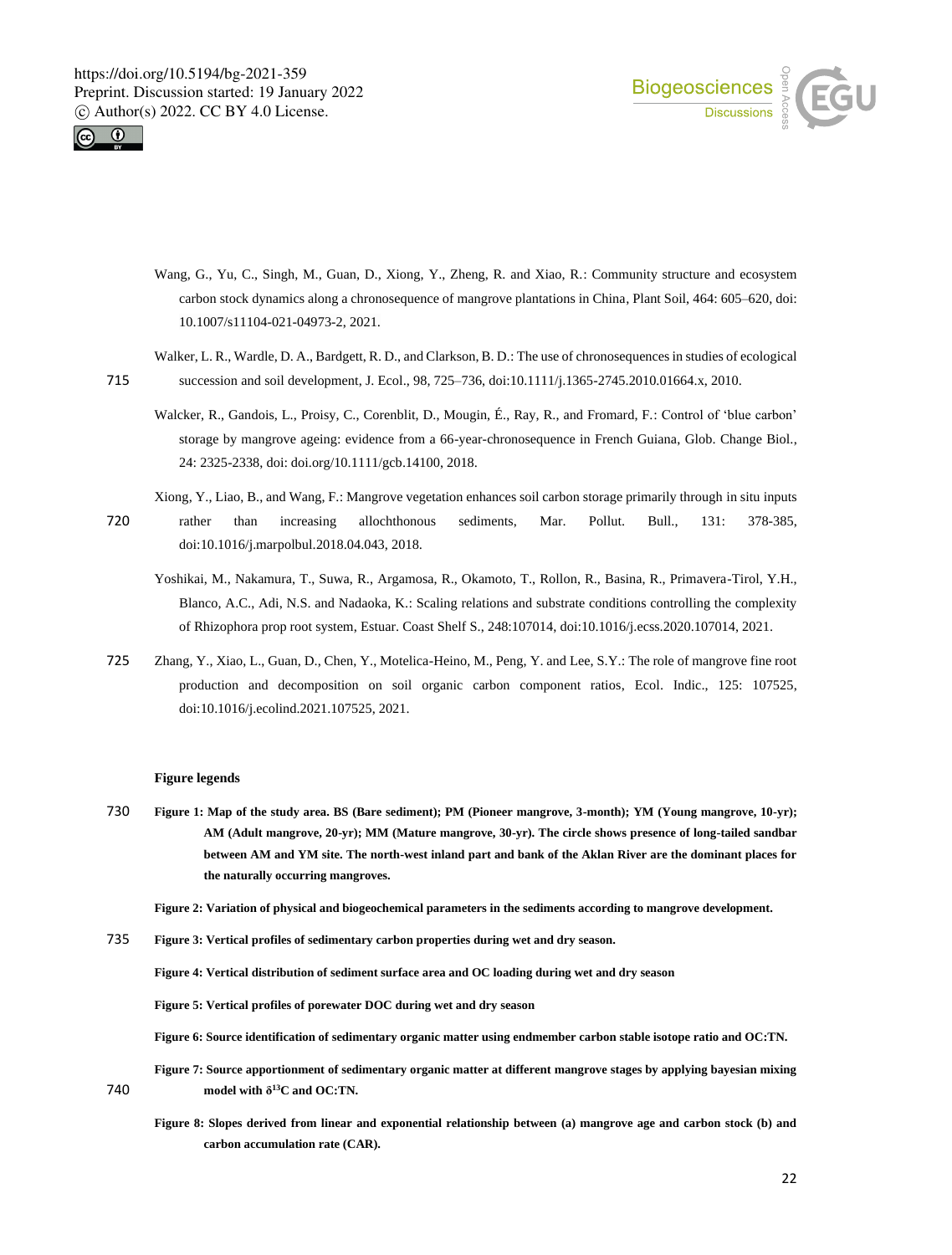Wang, G., Yu, C., Singh, M., Guan, D., Xiong, Y., Zheng, R. and Xiao, R.: Community structure and ecosystem carbon stock dynamics along a chronosequence of mangrove plantations in China, Plant Soil, 464: 605–620, doi: 10.1007/s11104-021-04973-2, 2021.

Walker, L. R., Wardle, D. A., Bardgett, R. D., and Clarkson, B. D.: The use of chronosequences in studies of ecological succession and soil development, J. Ecol., 98, 725–736, doi:10.1111/j.1365-2745.2010.01664.x, 2010.

Walcker, R., Gandois, L., Proisy, C., Corenblit, D., Mougin, É., Ray, R., and Fromard, F.: Control of 'blue carbon' storage by mangrove ageing: evidence from a 66-year-chronosequence in French Guiana, Glob. Change Biol., 24: 2325-2338, doi: doi.org/10.1111/gcb.14100, 2018.

Xiong, Y., Liao, B., and Wang, F.: Mangrove vegetation enhances soil carbon storage primarily through in situ inputs rather than increasing allochthonous sediments, Mar. Pollut. Bull., 131: 378-385, doi:10.1016/j.marpolbul.2018.04.043, 2018.

Yoshikai, M., Nakamura, T., Suwa, R., Argamosa, R., Okamoto, T., Rollon, R., Basina, R., Primavera-Tirol, Y.H., Blanco, A.C., Adi, N.S. and Nadaoka, K.: Scaling relations and substrate conditions controlling the complexity of Rhizophora prop root system, Estuar. Coast Shelf S., 248:107014, doi:10.1016/j.ecss.2020.107014, 2021.

Zhang, Y., Xiao, L., Guan, D., Chen, Y., Motelica-Heino, M., Peng, Y. and Lee, S.Y.: The role of mangrove fine root production and decomposition on soil organic carbon component ratios, Ecol. Indic., 125: 107525, doi:10.1016/j.ecolind.2021.107525, 2021.

**Figure legends**

**Figure 1: Map of the study area. BS (Bare sediment); PM (Pioneer mangrove, 3-month); YM (Young mangrove, 10-yr); AM (Adult mangrove, 20-yr); MM (Mature mangrove, 30-yr). The circle shows presence of long-tailed sandbar between AM and YM site. The north-west inland part and bank of the Aklan River are the dominant places for the naturally occurring mangroves.**

**Figure 2: Variation of physical and biogeochemical parameters in the sediments according to mangrove development.**

**Figure 3: Vertical profiles of sedimentary carbon properties during wet and dry season.**

**Figure 4: Vertical distribution of sediment surface area and OC loading during wet and dry season**

**Figure 5: Vertical profiles of porewater DOC during wet and dry season**

**Figure 6: Source identification of sedimentary organic matter using endmember carbon stable isotope ratio and OC:TN.**

**Figure 7: Source apportionment of sedimentary organic matter at different mangrove stages by applying bayesian mixing model with $\delta^{13}C$ and OC:TN.**

**Figure 8: Slopes derived from linear and exponential relationship between (a) mangrove age and carbon stock (b) and carbon accumulation rate (CAR).**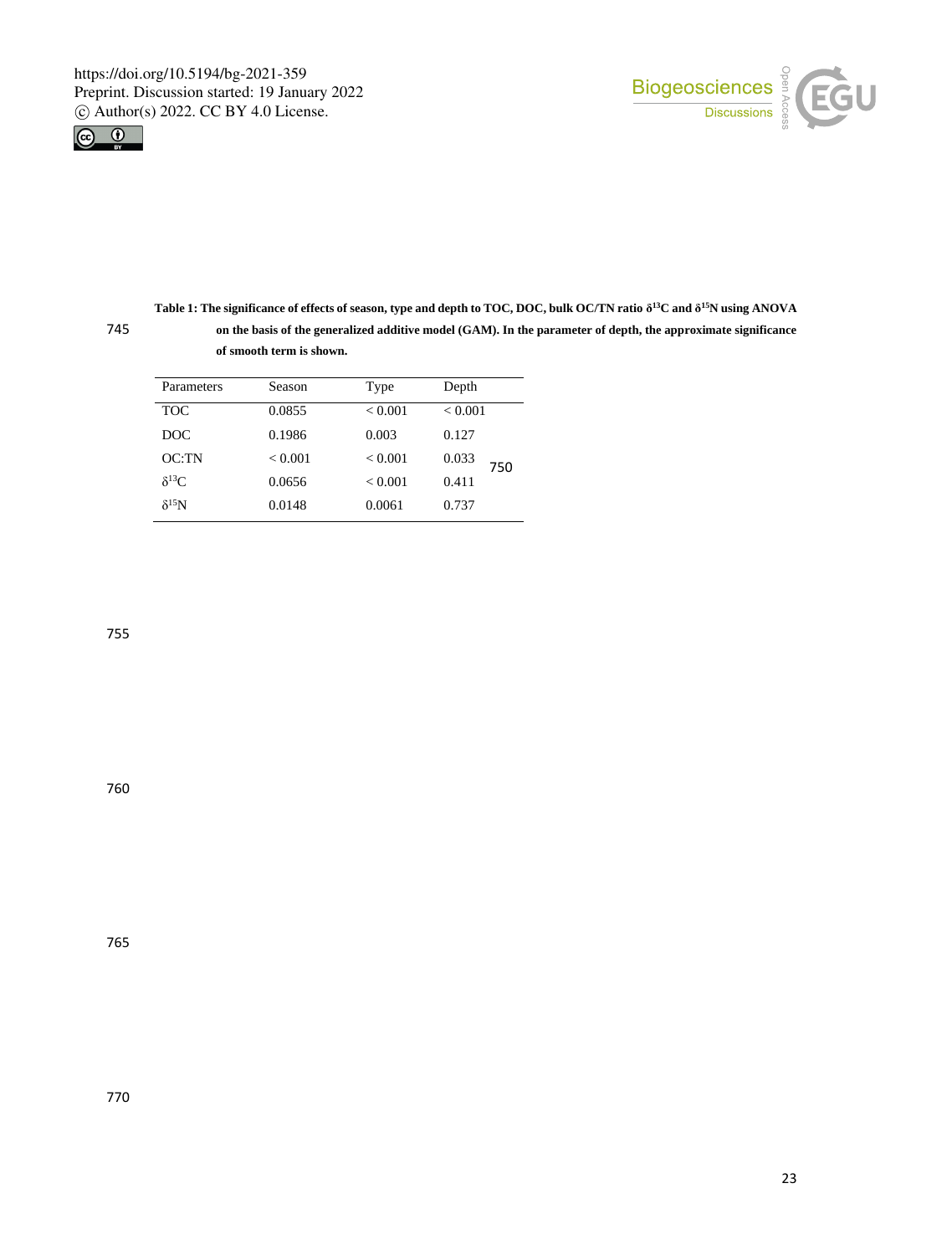**Table 1: The significance of effects of season, type and depth to TOC, DOC, bulk OC/TN ratio $\delta^{13}C$ and $\delta^{15}N$ using ANOVA on the basis of the generalized additive model (GAM). In the parameter of depth, the approximate significance of smooth term is shown.**

| Parameters | Season | Type | Depth |
|---|---|---|---|
| TOC | 0.0855 | < 0.001 | < 0.001 |
| DOC | 0.1986 | 0.003 | 0.127 |
| OC:TN | < 0.001 | < 0.001 | 0.033 |
| $\delta^{13}C$ | 0.0656 | < 0.001 | 0.411 |
| $\delta^{15}N$ | 0.0148 | 0.0061 | 0.737 |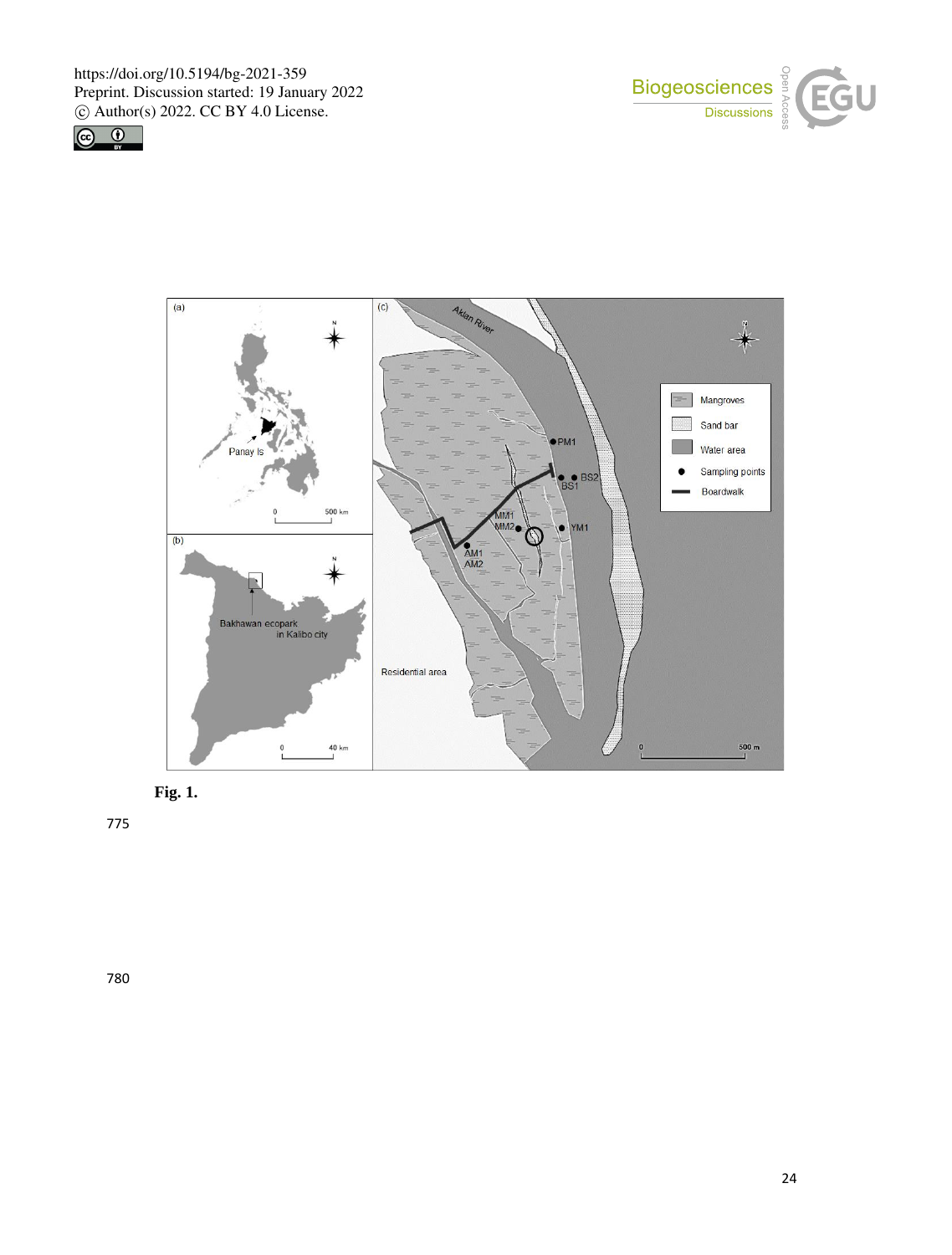(a)

Panay Is

0 500 km

(b)

Bakhawan ecopark in Kalibo city

0 40 km

(c)

Aklan River

PM1

BS1

BS2

MM1

MM2

YM1

AM1

AM2

Residential area

Mangroves

Sand bar

Water area

Sampling points

Boardwalk

0 500 m

**Fig. 1.**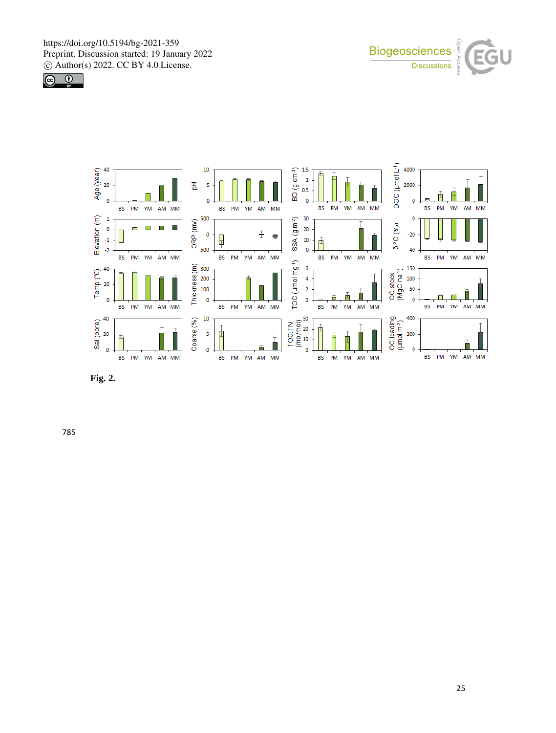Age (year)
40
20
0
BS PM YM AM MM

pH
10
5
0
BS PM YM AM MM

BD (g cm$^{-3}$)
1.5
1
0.5
0
BS PM YM AM MM

DOC (µmol L$^{-1}$)
4000
2000
0
BS PM YM AM MM

Elevation (m)
1
0
-1
-2
BS PM YM AM MM

ORP (mv)
500
0
-500
BS PM YM AM MM

SSA (g m$^{-2}$)
30
20
10
0
BS PM YM AM MM

δ$^{13}$C (‰)
0
-20
-40
BS PM YM AM MM

Temp (°C)
40
20
0
BS PM YM AM MM

Thickness (m)
300
200
100
0
BS PM YM AM MM

TOC (µmol mg$^{-1}$)
6
4
2
0
BS PM YM AM MM

OC stock (MgC ha$^{-1}$)
150
100
50
0
BS PM YM AM MM

Sal (pore)
40
20
0
BS PM YM AM MM

Coarse (%)
10
5
0
BS PM YM AM MM

TOC:TN (mol/mol)
30
20
10
0
BS PM YM AM MM

OC loading (µmol m$^{-2}$)
400
200
0
BS PM YM AM MM

**Fig. 2.**

785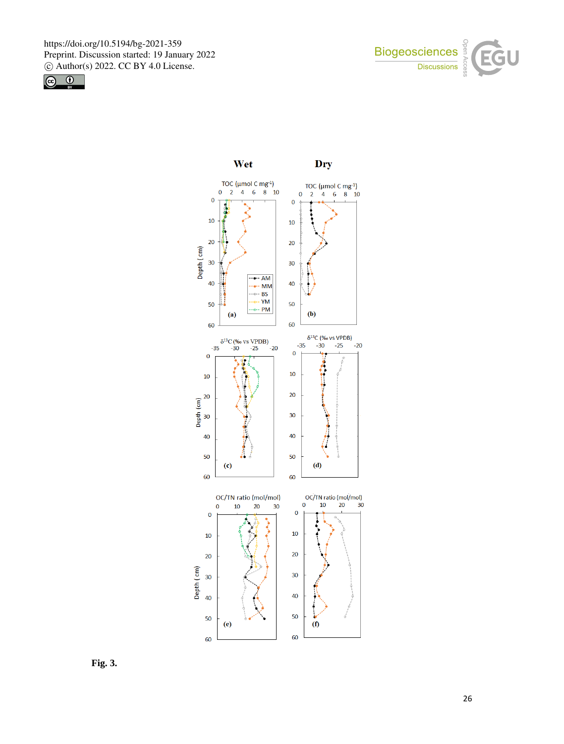Wet

Dry

TOC (μmol C mg⁻¹)

0 2 4 6 8 10

0
10
20
30
40
50
60

Depth ( cm)

AM
MM
BS
YM
PM

(a)

TOC (μmol C mg⁻¹)

0 2 4 6 8 10

0
10
20
30
40
50
60

(b)

$\delta^{13}$C (‰ vs VPDB)

-35 -30 -25 -20

0
10
20
30
40
50
60

Depth (cm)

(c)

$\delta^{13}$C (‰ vs VPDB)

-35 -30 -25 -20

0
10
20
30
40
50
60

(d)

OC/TN ratio (mol/mol)

0 10 20 30

0
10
20
30
40
50
60

Depth ( cm)

(e)

OC/TN ratio (mol/mol)

0 10 20 30

0
10
20
30
40
50
60

(f)

**Fig. 3.**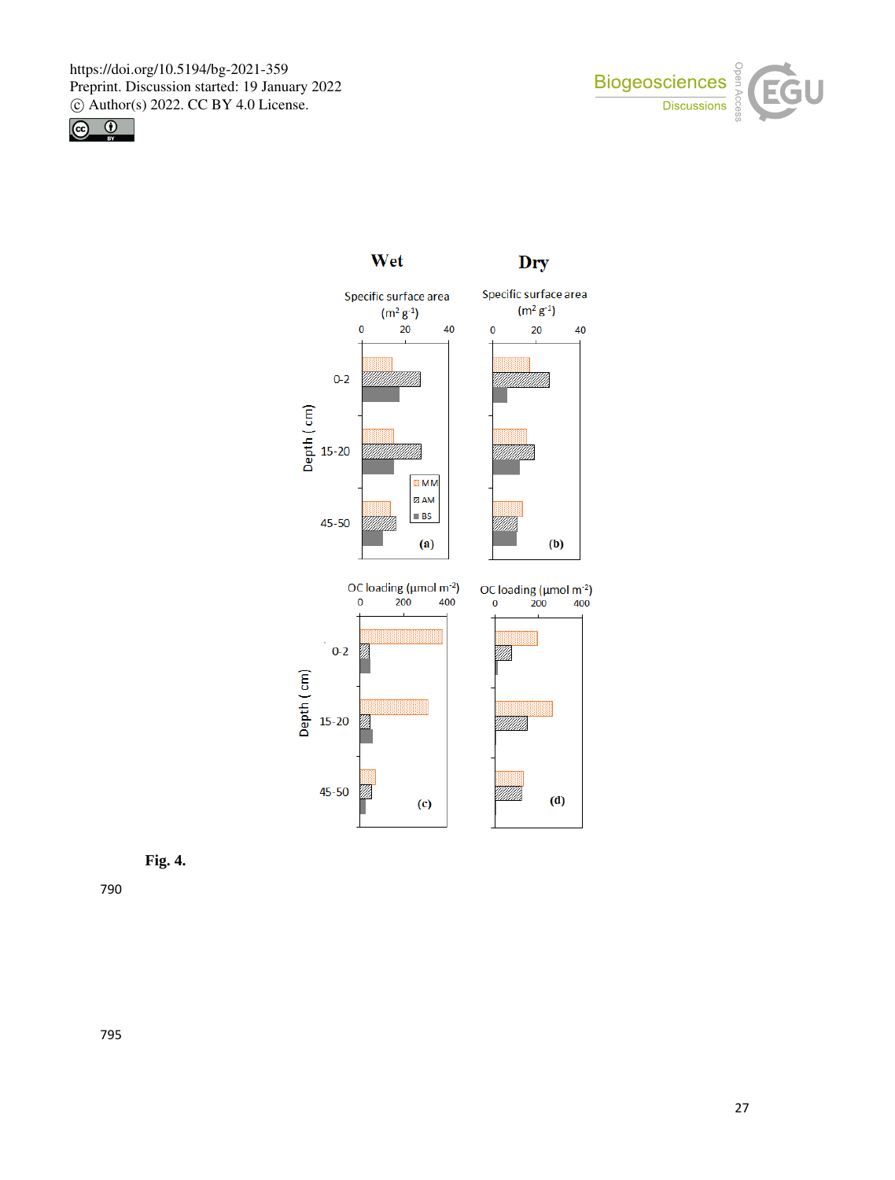Wet

Dry

Specific surface area ($m^2$ $g^{-1}$)

0 20 40

Depth ( cm)

0-2

15-20

45-50

MM

AM

BS

(a)

(b)

OC loading (μmol $m^{-2}$)

0 200 400

(c)

(d)

**Fig. 4.**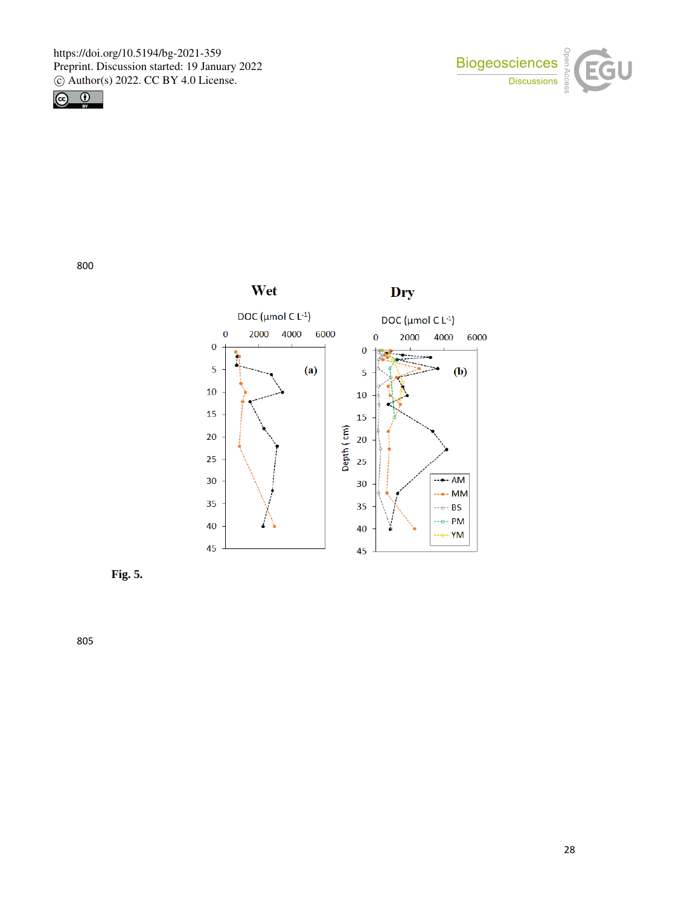800

Wet

DOC (µmol C L-1)

0 2000 4000 6000

0
5
10
15
20
25
30
35
40
45

(a)

Dry

DOC (µmol C L-1)

0 2000 4000 6000

Depth ( cm)

0
5
10
15
20
25
30
35
40
45

(b)

AM
MM
BS
PM
YM

**Fig. 5.**

805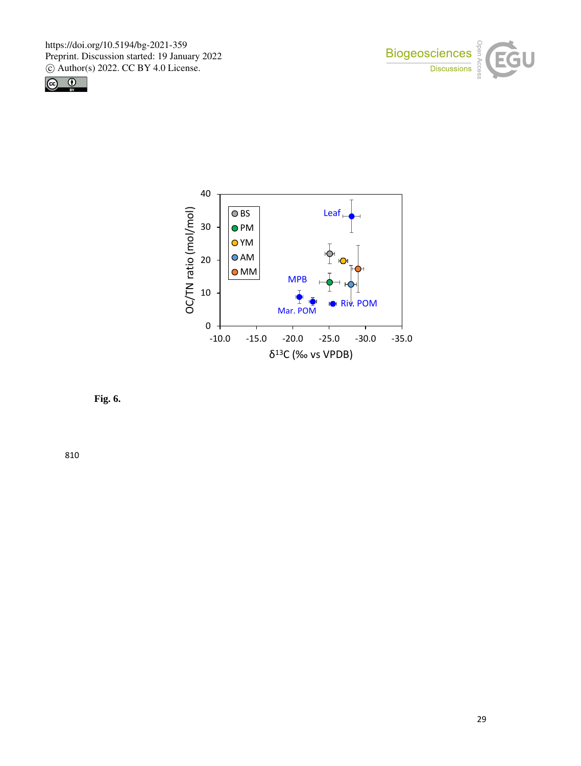Fig. 6.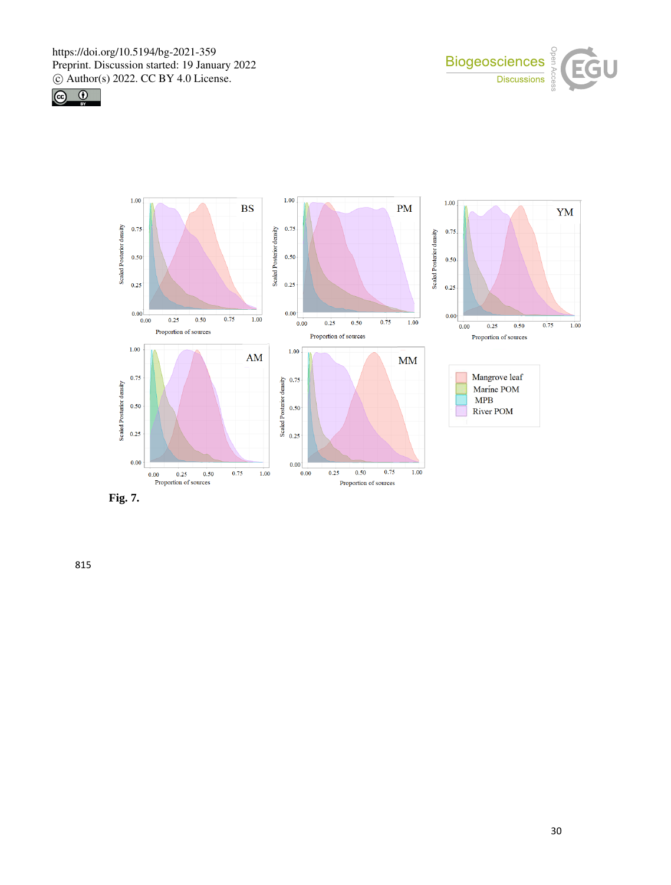BS

Scaled Posterior density

1.00

0.75

0.50

0.25

0.00

0.00 0.25 0.50 0.75 1.00

Proportion of sources

PM

Scaled Posterior density

1.00

0.75

0.50

0.25

0.00

0.00 0.25 0.50 0.75 1.00

Proportion of sources

YM

Scaled Posterior density

1.00

0.75

0.50

0.25

0.00

0.00 0.25 0.50 0.75 1.00

Proportion of sources

AM

Scaled Posterior density

1.00

0.75

0.50

0.25

0.00

0.00 0.25 0.50 0.75 1.00

Proportion of sources

MM

Scaled Posterior density

1.00

0.75

0.50

0.25

0.00

0.00 0.25 0.50 0.75 1.00

Proportion of sources

Mangrove leaf

Marine POM

MPB

River POM

**Fig. 7.**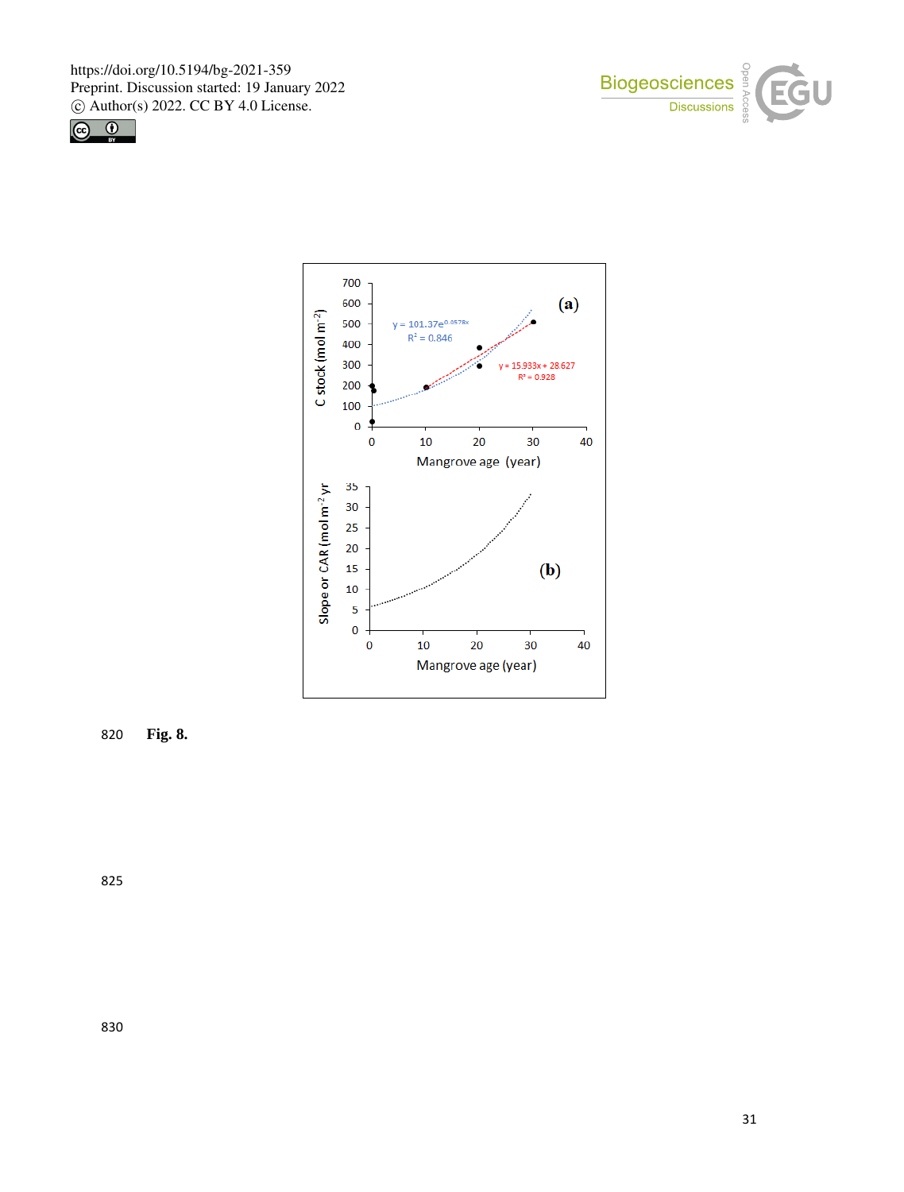(a)

C stock (mol m⁻²)

700
600
500
400
300
200
100
0

$y = 101.37e^{0.0578x}$
$R^2 = 0.846$

$y = 15.933x + 28.627$
$R^2 = 0.928$

0 10 20 30 40

Mangrove age (year)

(b)

Slope or CAR (mol m⁻² yr

35
30
25
20
15
10
5
0

0 10 20 30 40

Mangrove age (year)

**Fig. 8.**